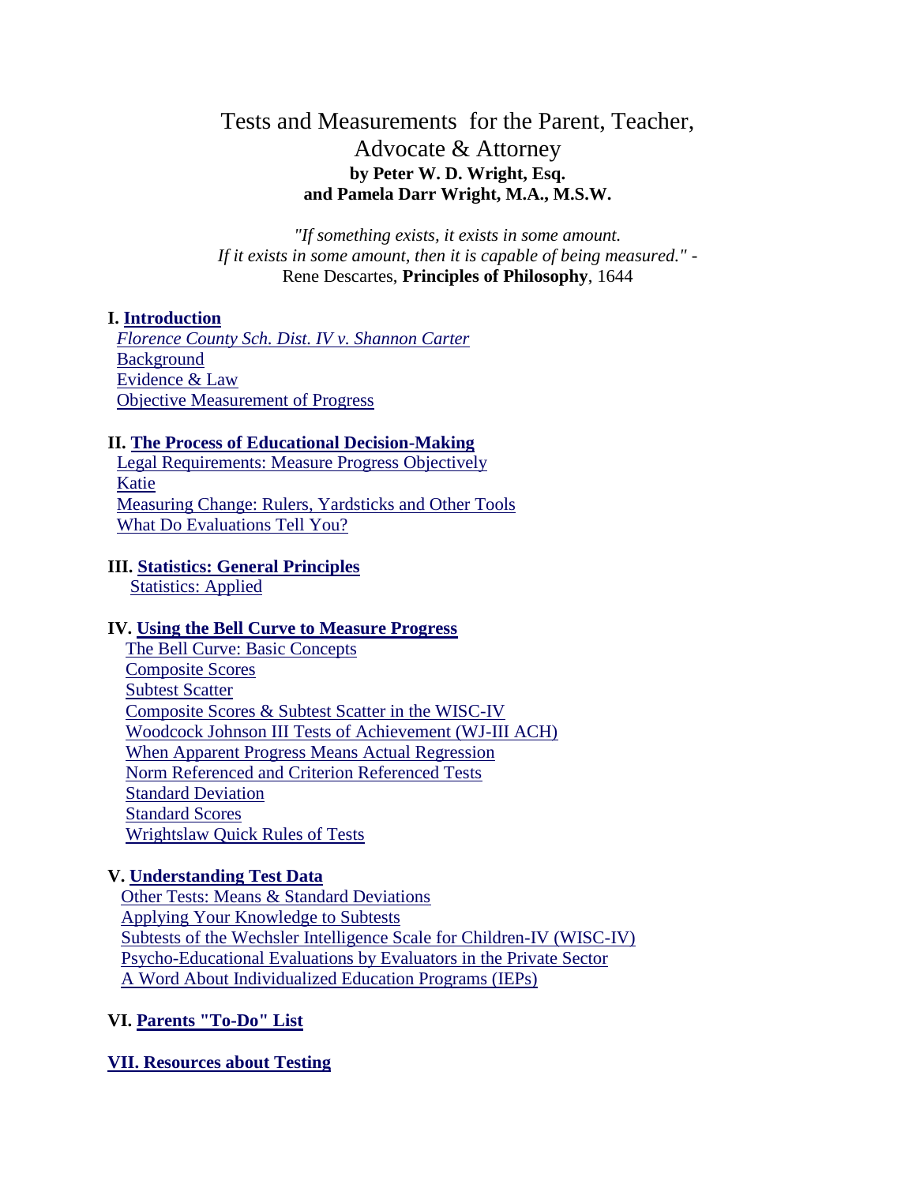# Tests and Measurements for the Parent, Teacher, Advocate & Attorney

**by Peter W. D. Wright, Esq.**
**and Pamela Darr Wright, M.A., M.S.W.**

*"If something exists, it exists in some amount. If it exists in some amount, then it is capable of being measured."* - Rene Descartes, **Principles of Philosophy**, 1644

**I. Introduction**

- *Florence County Sch. Dist. IV v. Shannon Carter*
- Background
- Evidence & Law
- Objective Measurement of Progress

**II. The Process of Educational Decision-Making**

- Legal Requirements: Measure Progress Objectively
- Katie
- Measuring Change: Rulers, Yardsticks and Other Tools
- What Do Evaluations Tell You?

**III. Statistics: General Principles**

- Statistics: Applied

**IV. Using the Bell Curve to Measure Progress**

- The Bell Curve: Basic Concepts
- Composite Scores
- Subtest Scatter
- Composite Scores & Subtest Scatter in the WISC-IV
- Woodcock Johnson III Tests of Achievement (WJ-III ACH)
- When Apparent Progress Means Actual Regression
- Norm Referenced and Criterion Referenced Tests
- Standard Deviation
- Standard Scores
- Wrightslaw Quick Rules of Tests

**V. Understanding Test Data**

- Other Tests: Means & Standard Deviations
- Applying Your Knowledge to Subtests
- Subtests of the Wechsler Intelligence Scale for Children-IV (WISC-IV)
- Psycho-Educational Evaluations by Evaluators in the Private Sector
- A Word About Individualized Education Programs (IEPs)

**VI. Parents "To-Do" List**

**VII. Resources about Testing**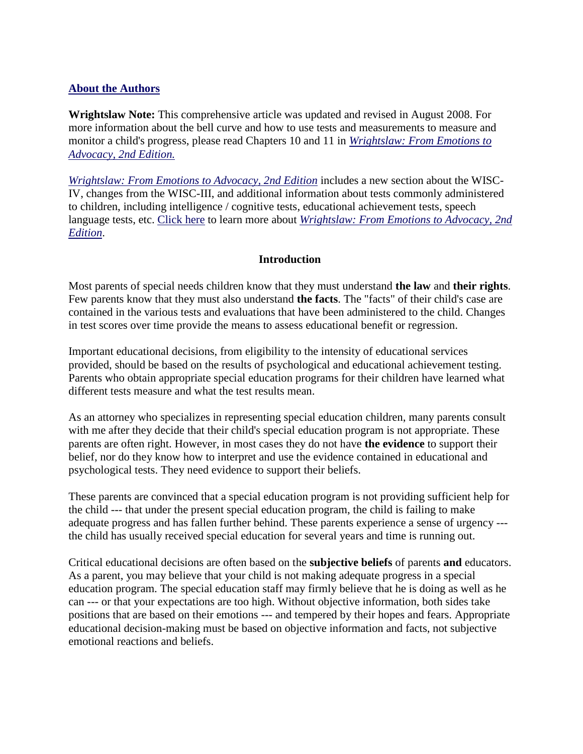**[About the Authors](#)**

**Wrightslaw Note:** This comprehensive article was updated and revised in August 2008. For more information about the bell curve and how to use tests and measurements to measure and monitor a child's progress, please read Chapters 10 and 11 in *[Wrightslaw: From Emotions to Advocacy, 2nd Edition.](#)*

*[Wrightslaw: From Emotions to Advocacy, 2nd Edition](#)* includes a new section about the WISC-IV, changes from the WISC-III, and additional information about tests commonly administered to children, including intelligence / cognitive tests, educational achievement tests, speech language tests, etc. [Click here](#) to learn more about *[Wrightslaw: From Emotions to Advocacy, 2nd Edition](#)*.

## Introduction

Most parents of special needs children know that they must understand **the law** and **their rights**. Few parents know that they must also understand **the facts**. The "facts" of their child's case are contained in the various tests and evaluations that have been administered to the child. Changes in test scores over time provide the means to assess educational benefit or regression.

Important educational decisions, from eligibility to the intensity of educational services provided, should be based on the results of psychological and educational achievement testing. Parents who obtain appropriate special education programs for their children have learned what different tests measure and what the test results mean.

As an attorney who specializes in representing special education children, many parents consult with me after they decide that their child's special education program is not appropriate. These parents are often right. However, in most cases they do not have **the evidence** to support their belief, nor do they know how to interpret and use the evidence contained in educational and psychological tests. They need evidence to support their beliefs.

These parents are convinced that a special education program is not providing sufficient help for the child --- that under the present special education program, the child is failing to make adequate progress and has fallen further behind. These parents experience a sense of urgency --- the child has usually received special education for several years and time is running out.

Critical educational decisions are often based on the **subjective beliefs** of parents **and** educators. As a parent, you may believe that your child is not making adequate progress in a special education program. The special education staff may firmly believe that he is doing as well as he can --- or that your expectations are too high. Without objective information, both sides take positions that are based on their emotions --- and tempered by their hopes and fears. Appropriate educational decision-making must be based on objective information and facts, not subjective emotional reactions and beliefs.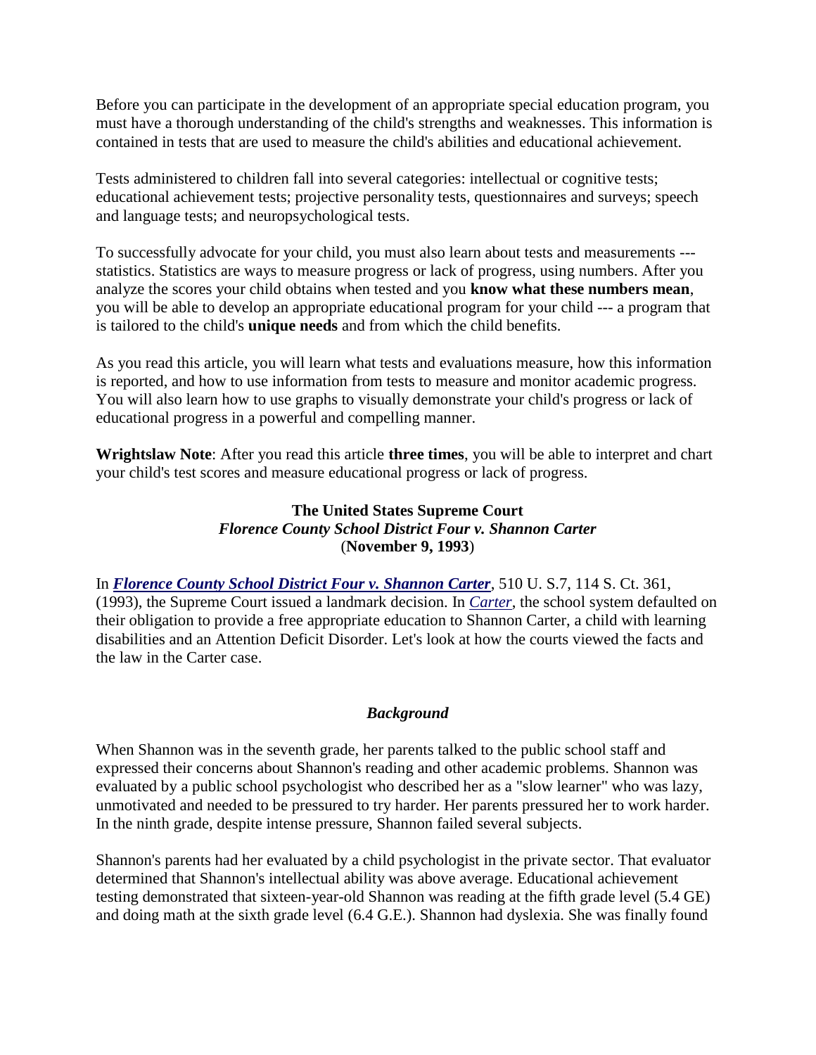Before you can participate in the development of an appropriate special education program, you must have a thorough understanding of the child's strengths and weaknesses. This information is contained in tests that are used to measure the child's abilities and educational achievement.

Tests administered to children fall into several categories: intellectual or cognitive tests; educational achievement tests; projective personality tests, questionnaires and surveys; speech and language tests; and neuropsychological tests.

To successfully advocate for your child, you must also learn about tests and measurements --- statistics. Statistics are ways to measure progress or lack of progress, using numbers. After you analyze the scores your child obtains when tested and you **know what these numbers mean**, you will be able to develop an appropriate educational program for your child --- a program that is tailored to the child's **unique needs** and from which the child benefits.

As you read this article, you will learn what tests and evaluations measure, how this information is reported, and how to use information from tests to measure and monitor academic progress. You will also learn how to use graphs to visually demonstrate your child's progress or lack of educational progress in a powerful and compelling manner.

**Wrightslaw Note**: After you read this article **three times**, you will be able to interpret and chart your child's test scores and measure educational progress or lack of progress.

**The United States Supreme Court**
***Florence County School District Four v. Shannon Carter***
(**November 9, 1993**)

In ***Florence County School District Four v. Shannon Carter***, 510 U. S.7, 114 S. Ct. 361, (1993), the Supreme Court issued a landmark decision. In *Carter*, the school system defaulted on their obligation to provide a free appropriate education to Shannon Carter, a child with learning disabilities and an Attention Deficit Disorder. Let's look at how the courts viewed the facts and the law in the Carter case.

### *Background*

When Shannon was in the seventh grade, her parents talked to the public school staff and expressed their concerns about Shannon's reading and other academic problems. Shannon was evaluated by a public school psychologist who described her as a "slow learner" who was lazy, unmotivated and needed to be pressured to try harder. Her parents pressured her to work harder. In the ninth grade, despite intense pressure, Shannon failed several subjects.

Shannon's parents had her evaluated by a child psychologist in the private sector. That evaluator determined that Shannon's intellectual ability was above average. Educational achievement testing demonstrated that sixteen-year-old Shannon was reading at the fifth grade level (5.4 GE) and doing math at the sixth grade level (6.4 G.E.). Shannon had dyslexia. She was finally found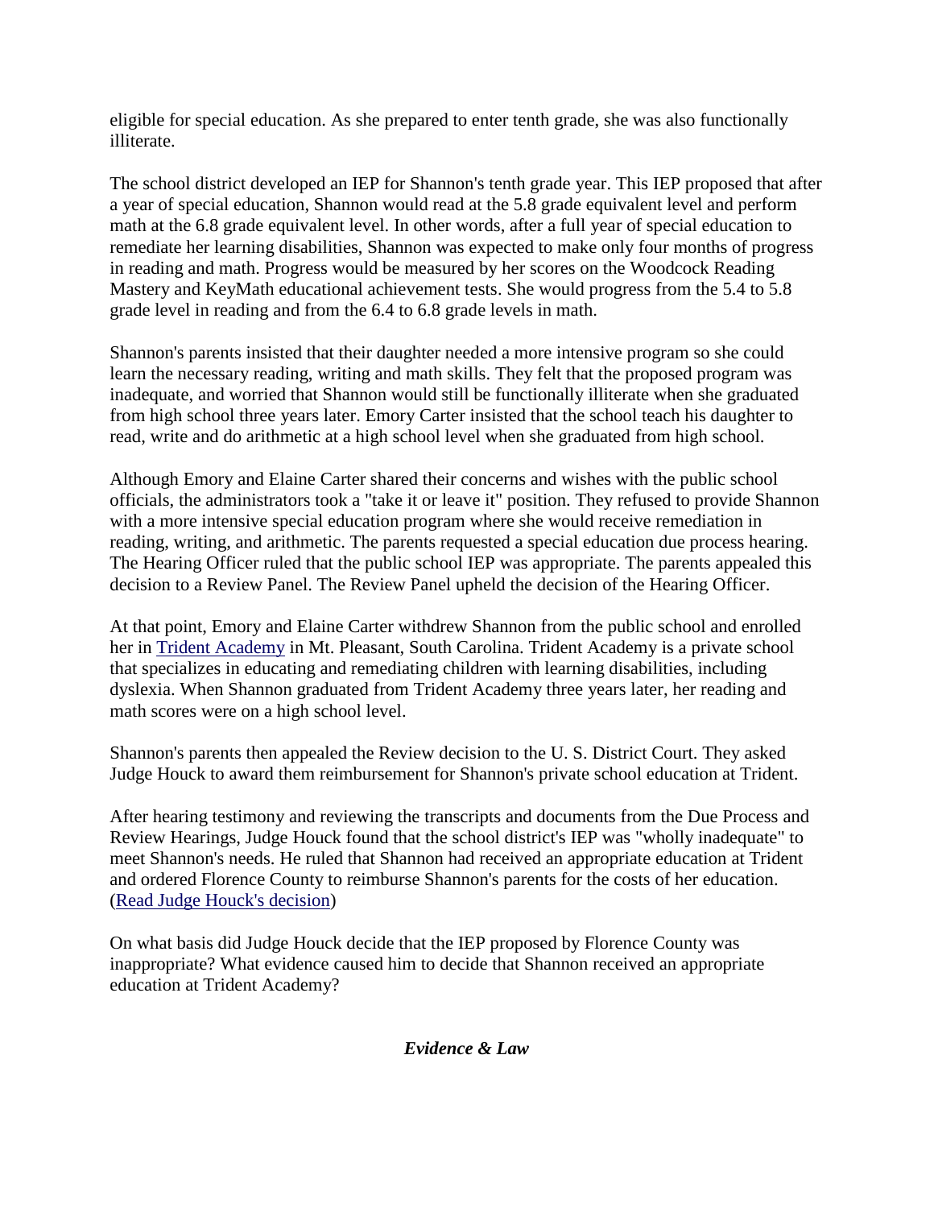eligible for special education. As she prepared to enter tenth grade, she was also functionally illiterate.

The school district developed an IEP for Shannon's tenth grade year. This IEP proposed that after a year of special education, Shannon would read at the 5.8 grade equivalent level and perform math at the 6.8 grade equivalent level. In other words, after a full year of special education to remediate her learning disabilities, Shannon was expected to make only four months of progress in reading and math. Progress would be measured by her scores on the Woodcock Reading Mastery and KeyMath educational achievement tests. She would progress from the 5.4 to 5.8 grade level in reading and from the 6.4 to 6.8 grade levels in math.

Shannon's parents insisted that their daughter needed a more intensive program so she could learn the necessary reading, writing and math skills. They felt that the proposed program was inadequate, and worried that Shannon would still be functionally illiterate when she graduated from high school three years later. Emory Carter insisted that the school teach his daughter to read, write and do arithmetic at a high school level when she graduated from high school.

Although Emory and Elaine Carter shared their concerns and wishes with the public school officials, the administrators took a "take it or leave it" position. They refused to provide Shannon with a more intensive special education program where she would receive remediation in reading, writing, and arithmetic. The parents requested a special education due process hearing. The Hearing Officer ruled that the public school IEP was appropriate. The parents appealed this decision to a Review Panel. The Review Panel upheld the decision of the Hearing Officer.

At that point, Emory and Elaine Carter withdrew Shannon from the public school and enrolled her in Trident Academy in Mt. Pleasant, South Carolina. Trident Academy is a private school that specializes in educating and remediating children with learning disabilities, including dyslexia. When Shannon graduated from Trident Academy three years later, her reading and math scores were on a high school level.

Shannon's parents then appealed the Review decision to the U. S. District Court. They asked Judge Houck to award them reimbursement for Shannon's private school education at Trident.

After hearing testimony and reviewing the transcripts and documents from the Due Process and Review Hearings, Judge Houck found that the school district's IEP was "wholly inadequate" to meet Shannon's needs. He ruled that Shannon had received an appropriate education at Trident and ordered Florence County to reimburse Shannon's parents for the costs of her education. (Read Judge Houck's decision)

On what basis did Judge Houck decide that the IEP proposed by Florence County was inappropriate? What evidence caused him to decide that Shannon received an appropriate education at Trident Academy?

### *Evidence & Law*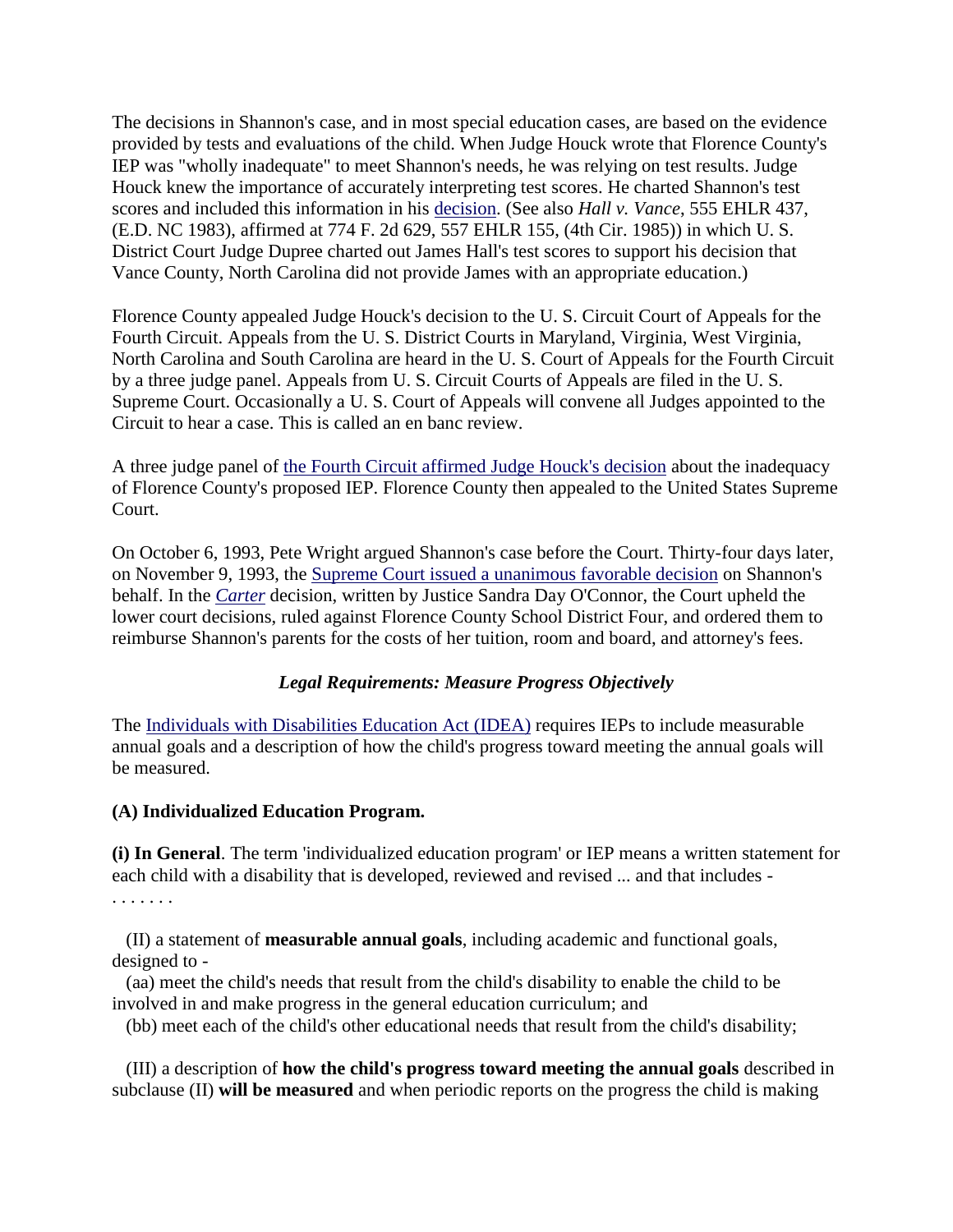The decisions in Shannon's case, and in most special education cases, are based on the evidence provided by tests and evaluations of the child. When Judge Houck wrote that Florence County's IEP was "wholly inadequate" to meet Shannon's needs, he was relying on test results. Judge Houck knew the importance of accurately interpreting test scores. He charted Shannon's test scores and included this information in his decision. (See also *Hall v. Vance*, 555 EHLR 437, (E.D. NC 1983), affirmed at 774 F. 2d 629, 557 EHLR 155, (4th Cir. 1985)) in which U. S. District Court Judge Dupree charted out James Hall's test scores to support his decision that Vance County, North Carolina did not provide James with an appropriate education.)

Florence County appealed Judge Houck's decision to the U. S. Circuit Court of Appeals for the Fourth Circuit. Appeals from the U. S. District Courts in Maryland, Virginia, West Virginia, North Carolina and South Carolina are heard in the U. S. Court of Appeals for the Fourth Circuit by a three judge panel. Appeals from U. S. Circuit Courts of Appeals are filed in the U. S. Supreme Court. Occasionally a U. S. Court of Appeals will convene all Judges appointed to the Circuit to hear a case. This is called an en banc review.

A three judge panel of the Fourth Circuit affirmed Judge Houck's decision about the inadequacy of Florence County's proposed IEP. Florence County then appealed to the United States Supreme Court.

On October 6, 1993, Pete Wright argued Shannon's case before the Court. Thirty-four days later, on November 9, 1993, the Supreme Court issued a unanimous favorable decision on Shannon's behalf. In the *Carter* decision, written by Justice Sandra Day O'Connor, the Court upheld the lower court decisions, ruled against Florence County School District Four, and ordered them to reimburse Shannon's parents for the costs of her tuition, room and board, and attorney's fees.

### *Legal Requirements: Measure Progress Objectively*

The Individuals with Disabilities Education Act (IDEA) requires IEPs to include measurable annual goals and a description of how the child's progress toward meeting the annual goals will be measured.

**(A) Individualized Education Program.**

**(i) In General**. The term 'individualized education program' or IEP means a written statement for each child with a disability that is developed, reviewed and revised ... and that includes -

. . . . . . .

(II) a statement of **measurable annual goals**, including academic and functional goals, designed to -

(aa) meet the child's needs that result from the child's disability to enable the child to be involved in and make progress in the general education curriculum; and

(bb) meet each of the child's other educational needs that result from the child's disability;

(III) a description of **how the child's progress toward meeting the annual goals** described in subclause (II) **will be measured** and when periodic reports on the progress the child is making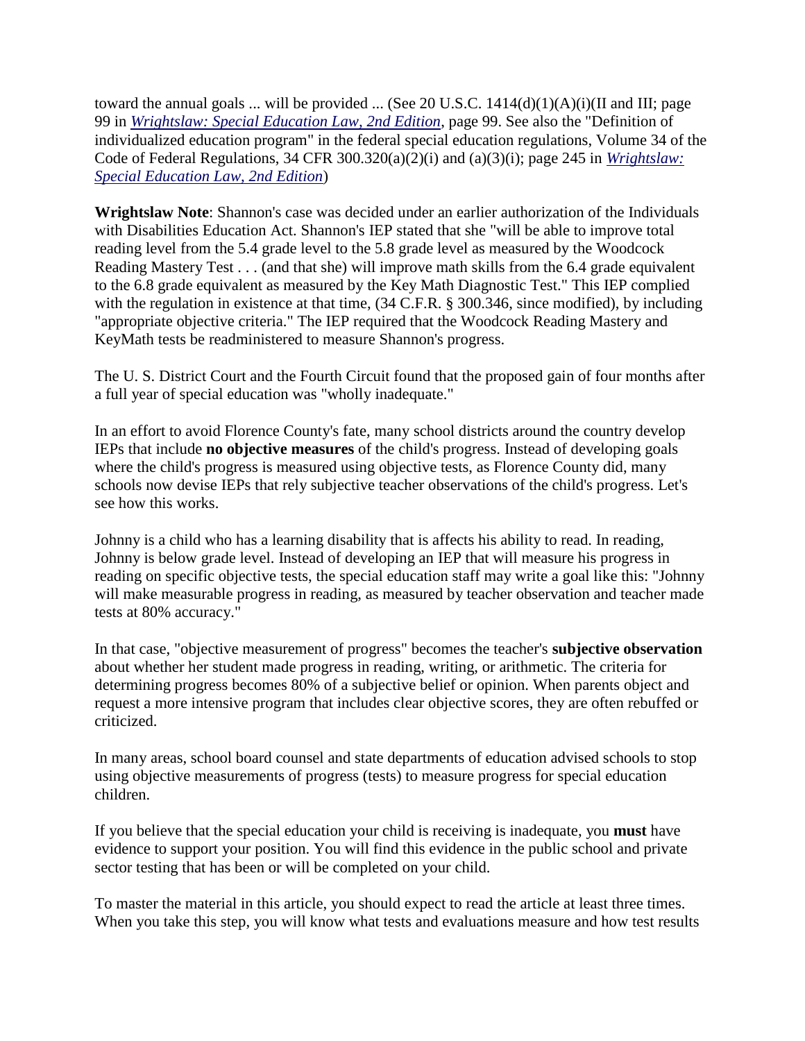toward the annual goals ... will be provided ... (See 20 U.S.C. 1414(d)(1)(A)(i)(II and III; page 99 in *Wrightslaw: Special Education Law, 2nd Edition*, page 99. See also the "Definition of individualized education program" in the federal special education regulations, Volume 34 of the Code of Federal Regulations, 34 CFR 300.320(a)(2)(i) and (a)(3)(i); page 245 in *Wrightslaw: Special Education Law, 2nd Edition*)

**Wrightslaw Note**: Shannon's case was decided under an earlier authorization of the Individuals with Disabilities Education Act. Shannon's IEP stated that she "will be able to improve total reading level from the 5.4 grade level to the 5.8 grade level as measured by the Woodcock Reading Mastery Test . . . (and that she) will improve math skills from the 6.4 grade equivalent to the 6.8 grade equivalent as measured by the Key Math Diagnostic Test." This IEP complied with the regulation in existence at that time, (34 C.F.R. § 300.346, since modified), by including "appropriate objective criteria." The IEP required that the Woodcock Reading Mastery and KeyMath tests be readministered to measure Shannon's progress.

The U. S. District Court and the Fourth Circuit found that the proposed gain of four months after a full year of special education was "wholly inadequate."

In an effort to avoid Florence County's fate, many school districts around the country develop IEPs that include **no objective measures** of the child's progress. Instead of developing goals where the child's progress is measured using objective tests, as Florence County did, many schools now devise IEPs that rely subjective teacher observations of the child's progress. Let's see how this works.

Johnny is a child who has a learning disability that is affects his ability to read. In reading, Johnny is below grade level. Instead of developing an IEP that will measure his progress in reading on specific objective tests, the special education staff may write a goal like this: "Johnny will make measurable progress in reading, as measured by teacher observation and teacher made tests at 80% accuracy."

In that case, "objective measurement of progress" becomes the teacher's **subjective observation** about whether her student made progress in reading, writing, or arithmetic. The criteria for determining progress becomes 80% of a subjective belief or opinion. When parents object and request a more intensive program that includes clear objective scores, they are often rebuffed or criticized.

In many areas, school board counsel and state departments of education advised schools to stop using objective measurements of progress (tests) to measure progress for special education children.

If you believe that the special education your child is receiving is inadequate, you **must** have evidence to support your position. You will find this evidence in the public school and private sector testing that has been or will be completed on your child.

To master the material in this article, you should expect to read the article at least three times. When you take this step, you will know what tests and evaluations measure and how test results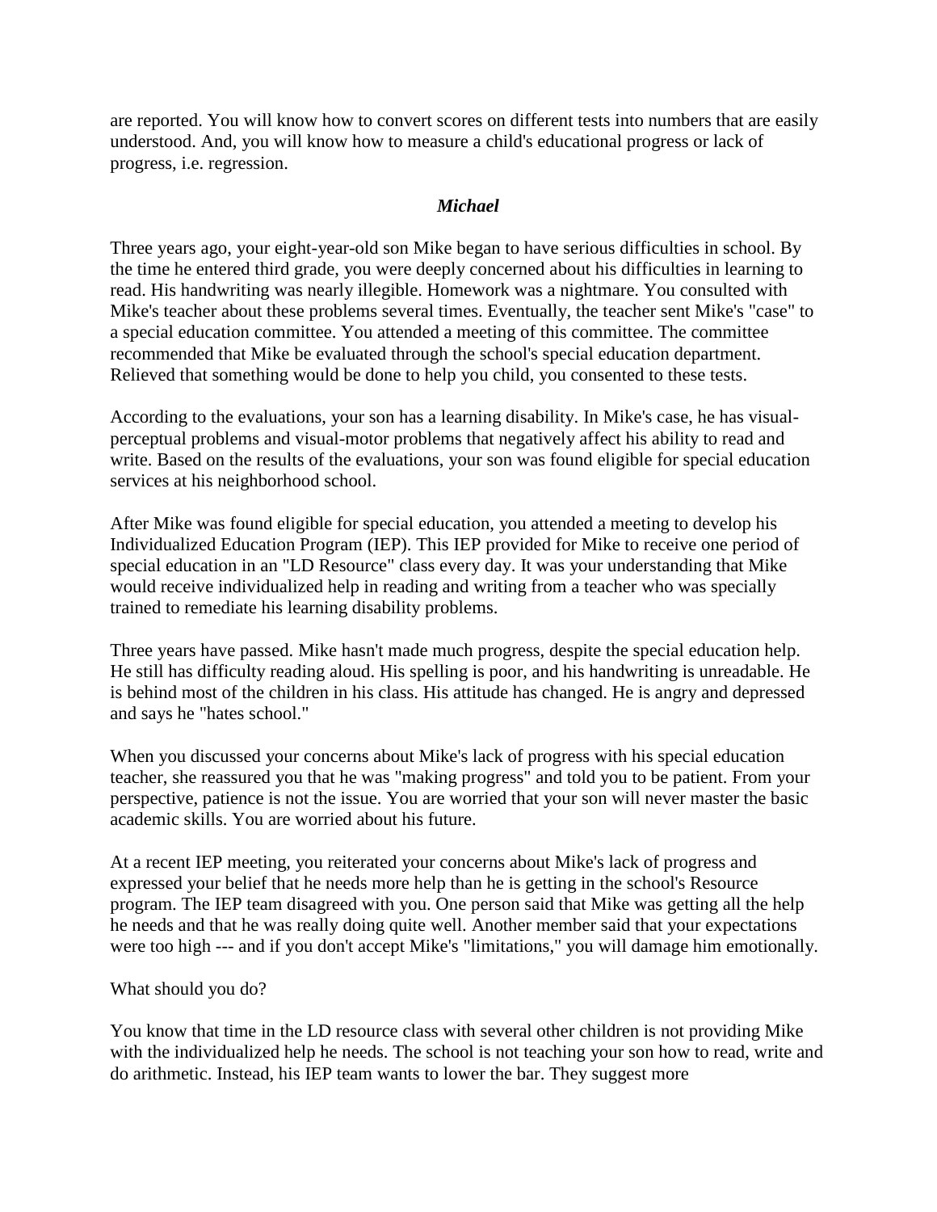are reported. You will know how to convert scores on different tests into numbers that are easily understood. And, you will know how to measure a child's educational progress or lack of progress, i.e. regression.

### *Michael*

Three years ago, your eight-year-old son Mike began to have serious difficulties in school. By the time he entered third grade, you were deeply concerned about his difficulties in learning to read. His handwriting was nearly illegible. Homework was a nightmare. You consulted with Mike's teacher about these problems several times. Eventually, the teacher sent Mike's "case" to a special education committee. You attended a meeting of this committee. The committee recommended that Mike be evaluated through the school's special education department. Relieved that something would be done to help you child, you consented to these tests.

According to the evaluations, your son has a learning disability. In Mike's case, he has visual-perceptual problems and visual-motor problems that negatively affect his ability to read and write. Based on the results of the evaluations, your son was found eligible for special education services at his neighborhood school.

After Mike was found eligible for special education, you attended a meeting to develop his Individualized Education Program (IEP). This IEP provided for Mike to receive one period of special education in an "LD Resource" class every day. It was your understanding that Mike would receive individualized help in reading and writing from a teacher who was specially trained to remediate his learning disability problems.

Three years have passed. Mike hasn't made much progress, despite the special education help. He still has difficulty reading aloud. His spelling is poor, and his handwriting is unreadable. He is behind most of the children in his class. His attitude has changed. He is angry and depressed and says he "hates school."

When you discussed your concerns about Mike's lack of progress with his special education teacher, she reassured you that he was "making progress" and told you to be patient. From your perspective, patience is not the issue. You are worried that your son will never master the basic academic skills. You are worried about his future.

At a recent IEP meeting, you reiterated your concerns about Mike's lack of progress and expressed your belief that he needs more help than he is getting in the school's Resource program. The IEP team disagreed with you. One person said that Mike was getting all the help he needs and that he was really doing quite well. Another member said that your expectations were too high --- and if you don't accept Mike's "limitations," you will damage him emotionally.

What should you do?

You know that time in the LD resource class with several other children is not providing Mike with the individualized help he needs. The school is not teaching your son how to read, write and do arithmetic. Instead, his IEP team wants to lower the bar. They suggest more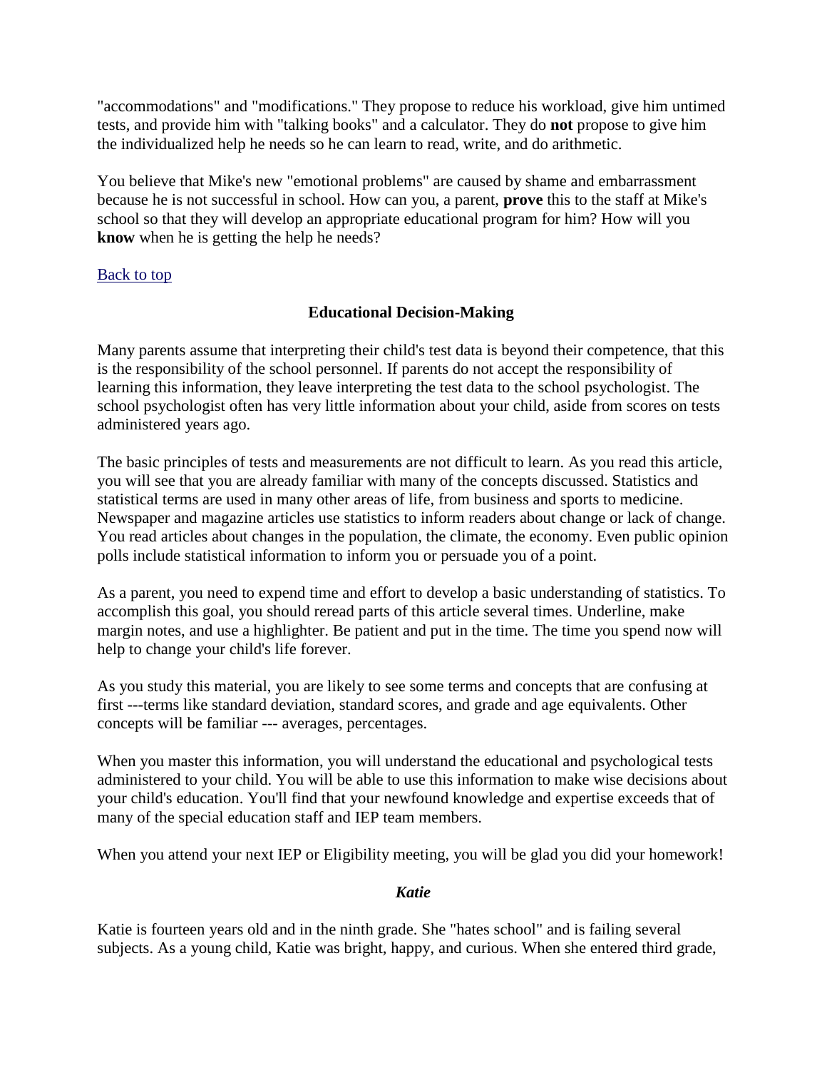"accommodations" and "modifications." They propose to reduce his workload, give him untimed tests, and provide him with "talking books" and a calculator. They do **not** propose to give him the individualized help he needs so he can learn to read, write, and do arithmetic.

You believe that Mike's new "emotional problems" are caused by shame and embarrassment because he is not successful in school. How can you, a parent, **prove** this to the staff at Mike's school so that they will develop an appropriate educational program for him? How will you **know** when he is getting the help he needs?

Back to top

### Educational Decision-Making

Many parents assume that interpreting their child's test data is beyond their competence, that this is the responsibility of the school personnel. If parents do not accept the responsibility of learning this information, they leave interpreting the test data to the school psychologist. The school psychologist often has very little information about your child, aside from scores on tests administered years ago.

The basic principles of tests and measurements are not difficult to learn. As you read this article, you will see that you are already familiar with many of the concepts discussed. Statistics and statistical terms are used in many other areas of life, from business and sports to medicine. Newspaper and magazine articles use statistics to inform readers about change or lack of change. You read articles about changes in the population, the climate, the economy. Even public opinion polls include statistical information to inform you or persuade you of a point.

As a parent, you need to expend time and effort to develop a basic understanding of statistics. To accomplish this goal, you should reread parts of this article several times. Underline, make margin notes, and use a highlighter. Be patient and put in the time. The time you spend now will help to change your child's life forever.

As you study this material, you are likely to see some terms and concepts that are confusing at first ---terms like standard deviation, standard scores, and grade and age equivalents. Other concepts will be familiar --- averages, percentages.

When you master this information, you will understand the educational and psychological tests administered to your child. You will be able to use this information to make wise decisions about your child's education. You'll find that your newfound knowledge and expertise exceeds that of many of the special education staff and IEP team members.

When you attend your next IEP or Eligibility meeting, you will be glad you did your homework!

#### *Katie*

Katie is fourteen years old and in the ninth grade. She "hates school" and is failing several subjects. As a young child, Katie was bright, happy, and curious. When she entered third grade,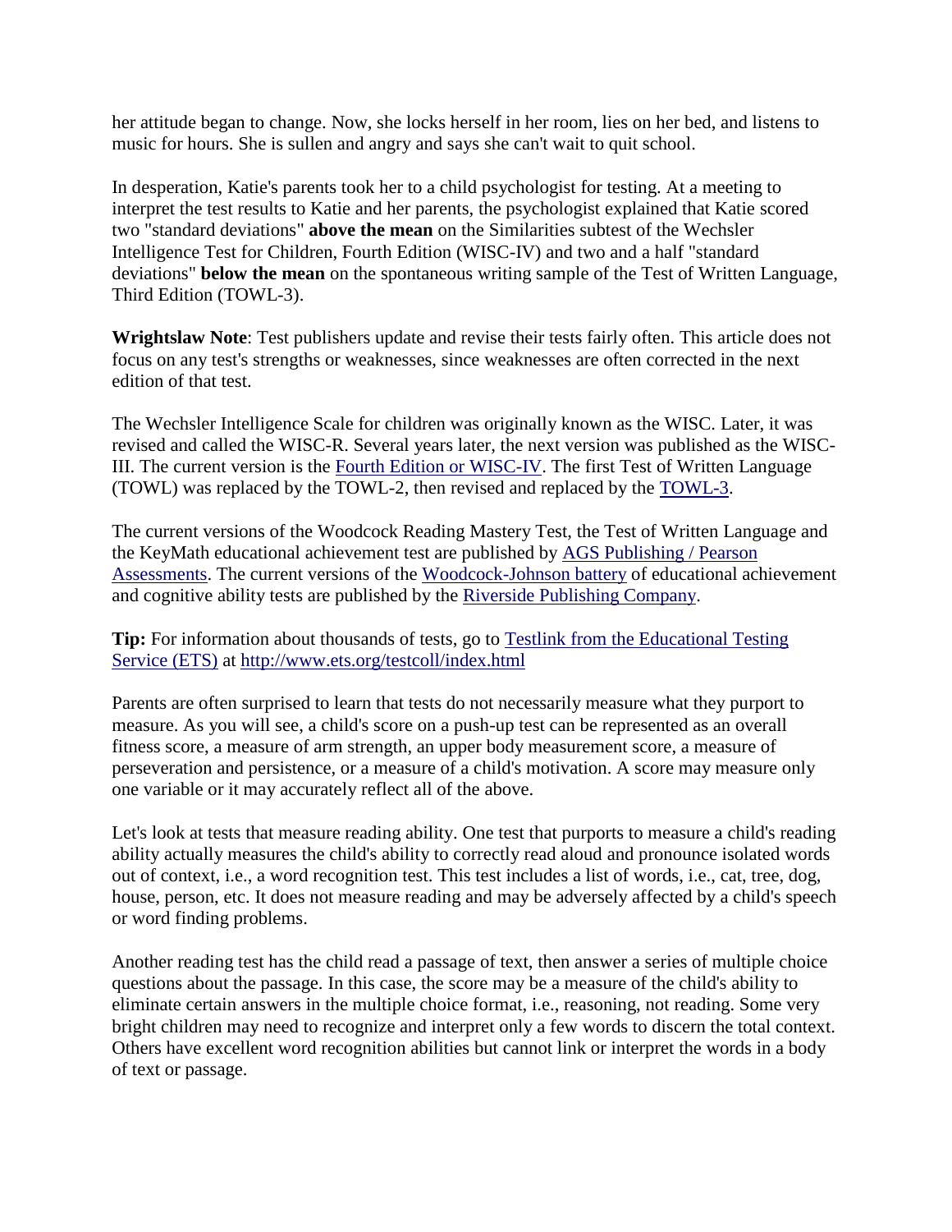her attitude began to change. Now, she locks herself in her room, lies on her bed, and listens to music for hours. She is sullen and angry and says she can't wait to quit school.

In desperation, Katie's parents took her to a child psychologist for testing. At a meeting to interpret the test results to Katie and her parents, the psychologist explained that Katie scored two "standard deviations" **above the mean** on the Similarities subtest of the Wechsler Intelligence Test for Children, Fourth Edition (WISC-IV) and two and a half "standard deviations" **below the mean** on the spontaneous writing sample of the Test of Written Language, Third Edition (TOWL-3).

**Wrightslaw Note**: Test publishers update and revise their tests fairly often. This article does not focus on any test's strengths or weaknesses, since weaknesses are often corrected in the next edition of that test.

The Wechsler Intelligence Scale for children was originally known as the WISC. Later, it was revised and called the WISC-R. Several years later, the next version was published as the WISC-III. The current version is the [Fourth Edition or WISC-IV](). The first Test of Written Language (TOWL) was replaced by the TOWL-2, then revised and replaced by the [TOWL-3]().

The current versions of the Woodcock Reading Mastery Test, the Test of Written Language and the KeyMath educational achievement test are published by [AGS Publishing / Pearson Assessments](). The current versions of the [Woodcock-Johnson battery]() of educational achievement and cognitive ability tests are published by the [Riverside Publishing Company]().

**Tip:** For information about thousands of tests, go to [Testlink from the Educational Testing Service (ETS)]() at http://www.ets.org/testcoll/index.html

Parents are often surprised to learn that tests do not necessarily measure what they purport to measure. As you will see, a child's score on a push-up test can be represented as an overall fitness score, a measure of arm strength, an upper body measurement score, a measure of perseveration and persistence, or a measure of a child's motivation. A score may measure only one variable or it may accurately reflect all of the above.

Let's look at tests that measure reading ability. One test that purports to measure a child's reading ability actually measures the child's ability to correctly read aloud and pronounce isolated words out of context, i.e., a word recognition test. This test includes a list of words, i.e., cat, tree, dog, house, person, etc. It does not measure reading and may be adversely affected by a child's speech or word finding problems.

Another reading test has the child read a passage of text, then answer a series of multiple choice questions about the passage. In this case, the score may be a measure of the child's ability to eliminate certain answers in the multiple choice format, i.e., reasoning, not reading. Some very bright children may need to recognize and interpret only a few words to discern the total context. Others have excellent word recognition abilities but cannot link or interpret the words in a body of text or passage.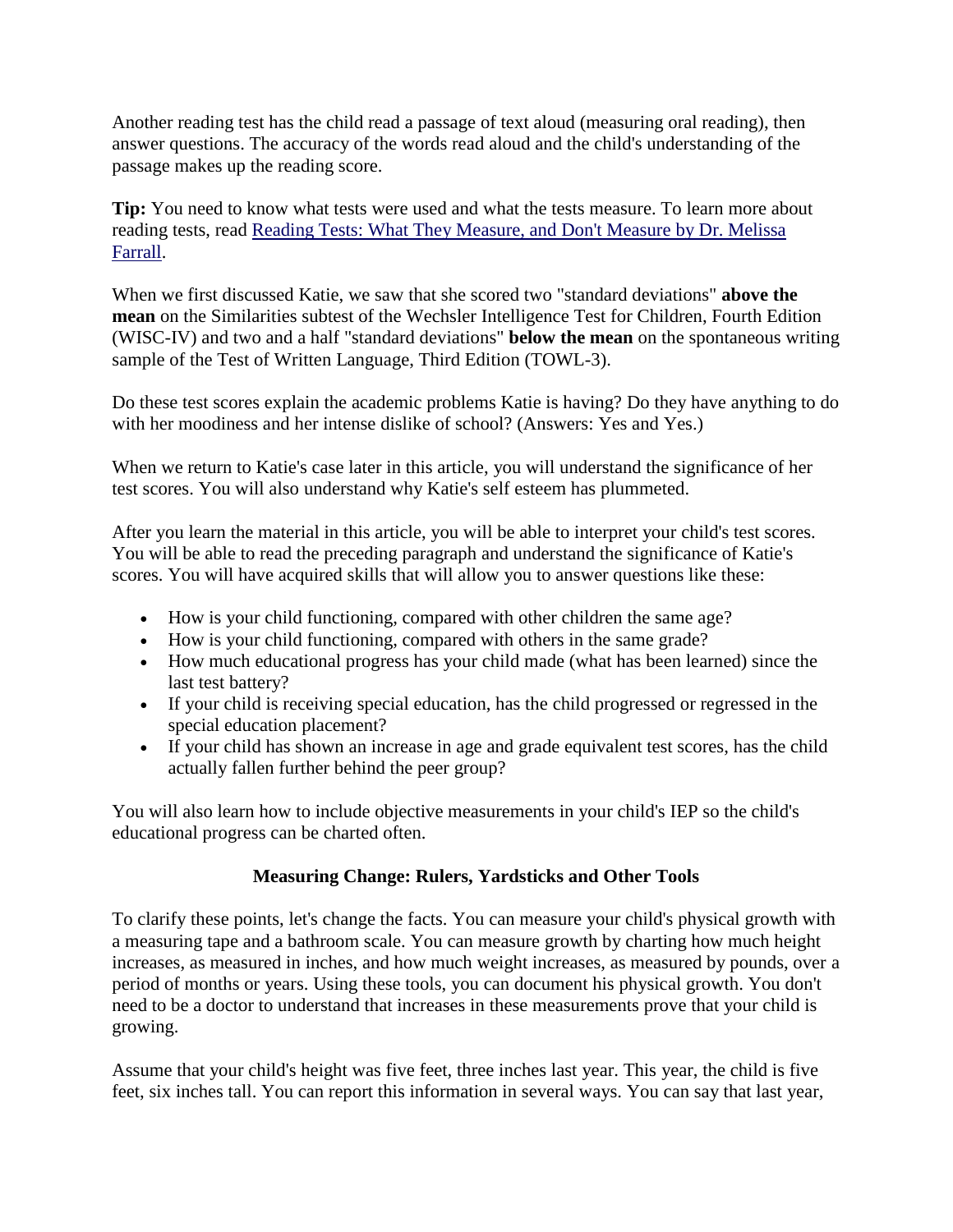Another reading test has the child read a passage of text aloud (measuring oral reading), then answer questions. The accuracy of the words read aloud and the child's understanding of the passage makes up the reading score.

**Tip:** You need to know what tests were used and what the tests measure. To learn more about reading tests, read Reading Tests: What They Measure, and Don't Measure by Dr. Melissa Farrall.

When we first discussed Katie, we saw that she scored two "standard deviations" **above the mean** on the Similarities subtest of the Wechsler Intelligence Test for Children, Fourth Edition (WISC-IV) and two and a half "standard deviations" **below the mean** on the spontaneous writing sample of the Test of Written Language, Third Edition (TOWL-3).

Do these test scores explain the academic problems Katie is having? Do they have anything to do with her moodiness and her intense dislike of school? (Answers: Yes and Yes.)

When we return to Katie's case later in this article, you will understand the significance of her test scores. You will also understand why Katie's self esteem has plummeted.

After you learn the material in this article, you will be able to interpret your child's test scores. You will be able to read the preceding paragraph and understand the significance of Katie's scores. You will have acquired skills that will allow you to answer questions like these:

- How is your child functioning, compared with other children the same age?
- How is your child functioning, compared with others in the same grade?
- How much educational progress has your child made (what has been learned) since the last test battery?
- If your child is receiving special education, has the child progressed or regressed in the special education placement?
- If your child has shown an increase in age and grade equivalent test scores, has the child actually fallen further behind the peer group?

You will also learn how to include objective measurements in your child's IEP so the child's educational progress can be charted often.

## Measuring Change: Rulers, Yardsticks and Other Tools

To clarify these points, let's change the facts. You can measure your child's physical growth with a measuring tape and a bathroom scale. You can measure growth by charting how much height increases, as measured in inches, and how much weight increases, as measured by pounds, over a period of months or years. Using these tools, you can document his physical growth. You don't need to be a doctor to understand that increases in these measurements prove that your child is growing.

Assume that your child's height was five feet, three inches last year. This year, the child is five feet, six inches tall. You can report this information in several ways. You can say that last year,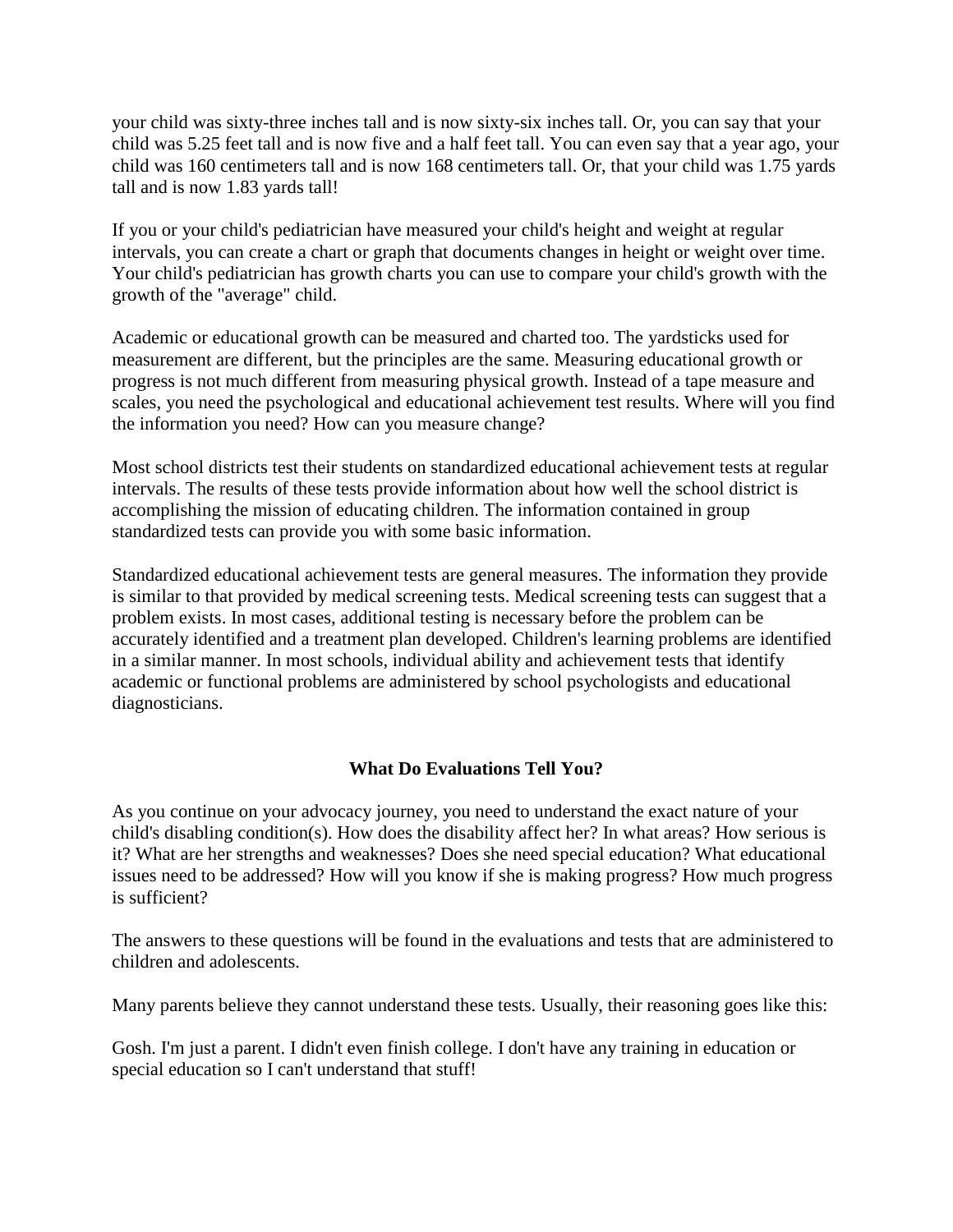your child was sixty-three inches tall and is now sixty-six inches tall. Or, you can say that your child was 5.25 feet tall and is now five and a half feet tall. You can even say that a year ago, your child was 160 centimeters tall and is now 168 centimeters tall. Or, that your child was 1.75 yards tall and is now 1.83 yards tall!

If you or your child's pediatrician have measured your child's height and weight at regular intervals, you can create a chart or graph that documents changes in height or weight over time. Your child's pediatrician has growth charts you can use to compare your child's growth with the growth of the "average" child.

Academic or educational growth can be measured and charted too. The yardsticks used for measurement are different, but the principles are the same. Measuring educational growth or progress is not much different from measuring physical growth. Instead of a tape measure and scales, you need the psychological and educational achievement test results. Where will you find the information you need? How can you measure change?

Most school districts test their students on standardized educational achievement tests at regular intervals. The results of these tests provide information about how well the school district is accomplishing the mission of educating children. The information contained in group standardized tests can provide you with some basic information.

Standardized educational achievement tests are general measures. The information they provide is similar to that provided by medical screening tests. Medical screening tests can suggest that a problem exists. In most cases, additional testing is necessary before the problem can be accurately identified and a treatment plan developed. Children's learning problems are identified in a similar manner. In most schools, individual ability and achievement tests that identify academic or functional problems are administered by school psychologists and educational diagnosticians.

## What Do Evaluations Tell You?

As you continue on your advocacy journey, you need to understand the exact nature of your child's disabling condition(s). How does the disability affect her? In what areas? How serious is it? What are her strengths and weaknesses? Does she need special education? What educational issues need to be addressed? How will you know if she is making progress? How much progress is sufficient?

The answers to these questions will be found in the evaluations and tests that are administered to children and adolescents.

Many parents believe they cannot understand these tests. Usually, their reasoning goes like this:

Gosh. I'm just a parent. I didn't even finish college. I don't have any training in education or special education so I can't understand that stuff!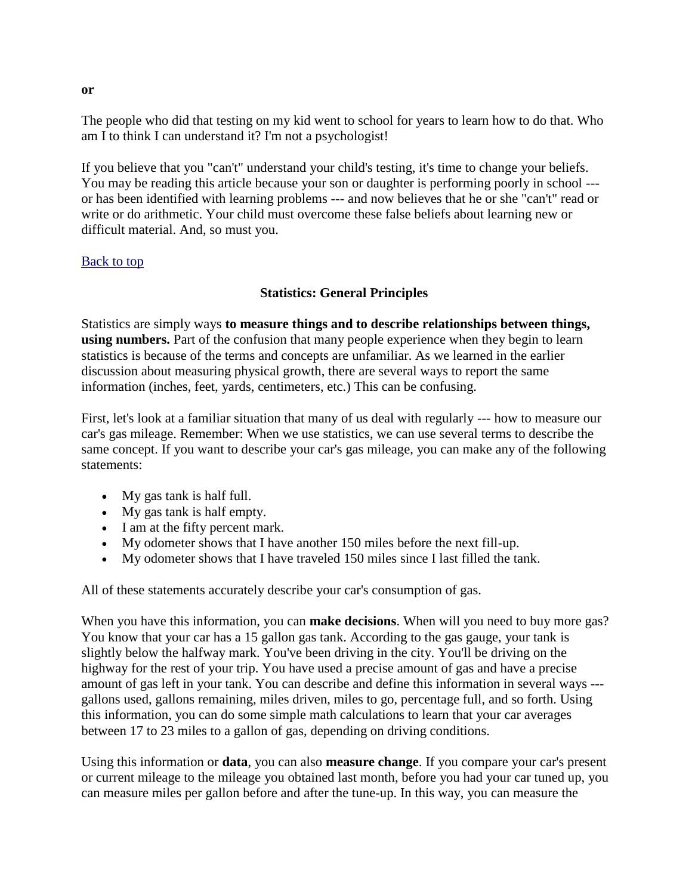**or**

The people who did that testing on my kid went to school for years to learn how to do that. Who am I to think I can understand it? I'm not a psychologist!

If you believe that you "can't" understand your child's testing, it's time to change your beliefs. You may be reading this article because your son or daughter is performing poorly in school --- or has been identified with learning problems --- and now believes that he or she "can't" read or write or do arithmetic. Your child must overcome these false beliefs about learning new or difficult material. And, so must you.

Back to top

## Statistics: General Principles

Statistics are simply ways **to measure things and to describe relationships between things, using numbers.** Part of the confusion that many people experience when they begin to learn statistics is because of the terms and concepts are unfamiliar. As we learned in the earlier discussion about measuring physical growth, there are several ways to report the same information (inches, feet, yards, centimeters, etc.) This can be confusing.

First, let's look at a familiar situation that many of us deal with regularly --- how to measure our car's gas mileage. Remember: When we use statistics, we can use several terms to describe the same concept. If you want to describe your car's gas mileage, you can make any of the following statements:

- My gas tank is half full.
- My gas tank is half empty.
- I am at the fifty percent mark.
- My odometer shows that I have another 150 miles before the next fill-up.
- My odometer shows that I have traveled 150 miles since I last filled the tank.

All of these statements accurately describe your car's consumption of gas.

When you have this information, you can **make decisions**. When will you need to buy more gas? You know that your car has a 15 gallon gas tank. According to the gas gauge, your tank is slightly below the halfway mark. You've been driving in the city. You'll be driving on the highway for the rest of your trip. You have used a precise amount of gas and have a precise amount of gas left in your tank. You can describe and define this information in several ways --- gallons used, gallons remaining, miles driven, miles to go, percentage full, and so forth. Using this information, you can do some simple math calculations to learn that your car averages between 17 to 23 miles to a gallon of gas, depending on driving conditions.

Using this information or **data**, you can also **measure change**. If you compare your car's present or current mileage to the mileage you obtained last month, before you had your car tuned up, you can measure miles per gallon before and after the tune-up. In this way, you can measure the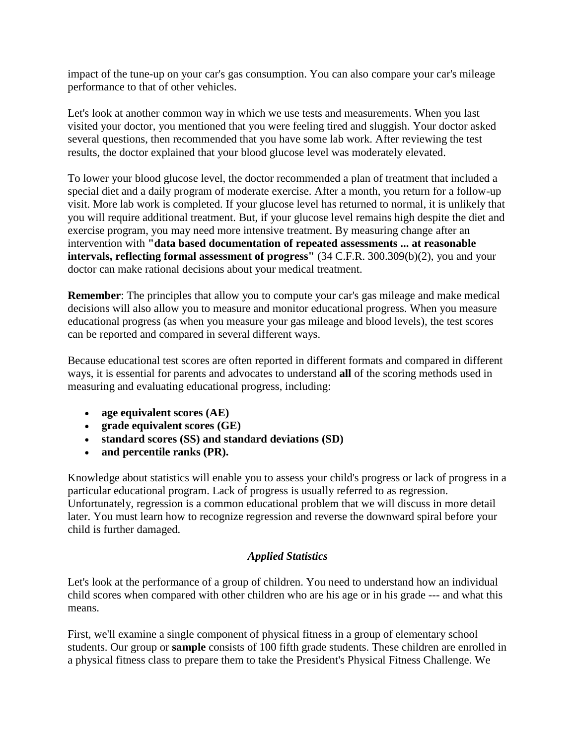impact of the tune-up on your car's gas consumption. You can also compare your car's mileage performance to that of other vehicles.

Let's look at another common way in which we use tests and measurements. When you last visited your doctor, you mentioned that you were feeling tired and sluggish. Your doctor asked several questions, then recommended that you have some lab work. After reviewing the test results, the doctor explained that your blood glucose level was moderately elevated.

To lower your blood glucose level, the doctor recommended a plan of treatment that included a special diet and a daily program of moderate exercise. After a month, you return for a follow-up visit. More lab work is completed. If your glucose level has returned to normal, it is unlikely that you will require additional treatment. But, if your glucose level remains high despite the diet and exercise program, you may need more intensive treatment. By measuring change after an intervention with **"data based documentation of repeated assessments ... at reasonable intervals, reflecting formal assessment of progress"** (34 C.F.R. 300.309(b)(2), you and your doctor can make rational decisions about your medical treatment.

**Remember**: The principles that allow you to compute your car's gas mileage and make medical decisions will also allow you to measure and monitor educational progress. When you measure educational progress (as when you measure your gas mileage and blood levels), the test scores can be reported and compared in several different ways.

Because educational test scores are often reported in different formats and compared in different ways, it is essential for parents and advocates to understand **all** of the scoring methods used in measuring and evaluating educational progress, including:

- **age equivalent scores (AE)**
- **grade equivalent scores (GE)**
- **standard scores (SS) and standard deviations (SD)**
- **and percentile ranks (PR).**

Knowledge about statistics will enable you to assess your child's progress or lack of progress in a particular educational program. Lack of progress is usually referred to as regression. Unfortunately, regression is a common educational problem that we will discuss in more detail later. You must learn how to recognize regression and reverse the downward spiral before your child is further damaged.

### *Applied Statistics*

Let's look at the performance of a group of children. You need to understand how an individual child scores when compared with other children who are his age or in his grade --- and what this means.

First, we'll examine a single component of physical fitness in a group of elementary school students. Our group or **sample** consists of 100 fifth grade students. These children are enrolled in a physical fitness class to prepare them to take the President's Physical Fitness Challenge. We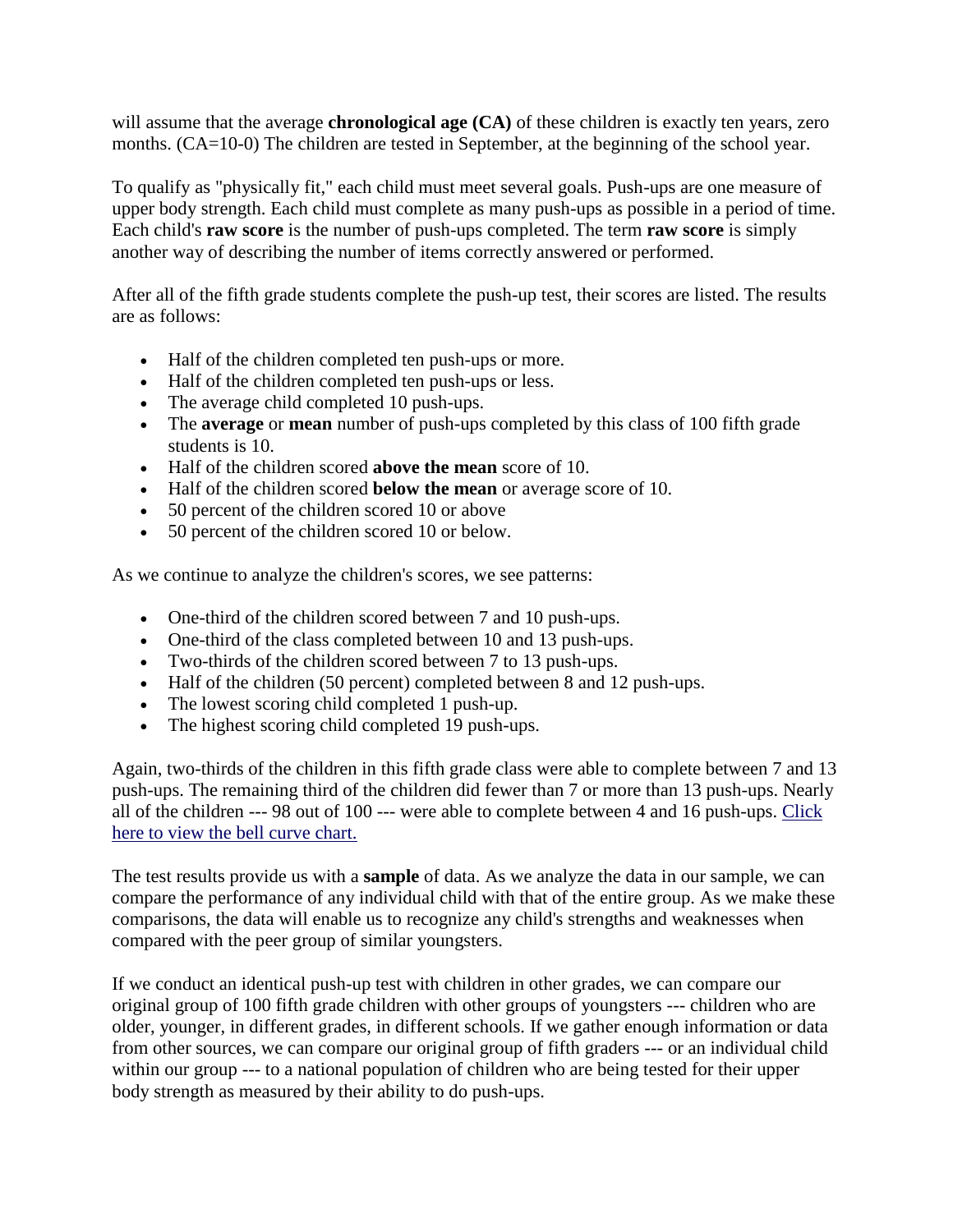will assume that the average **chronological age (CA)** of these children is exactly ten years, zero months. (CA=10-0) The children are tested in September, at the beginning of the school year.

To qualify as "physically fit," each child must meet several goals. Push-ups are one measure of upper body strength. Each child must complete as many push-ups as possible in a period of time. Each child's **raw score** is the number of push-ups completed. The term **raw score** is simply another way of describing the number of items correctly answered or performed.

After all of the fifth grade students complete the push-up test, their scores are listed. The results are as follows:

- Half of the children completed ten push-ups or more.
- Half of the children completed ten push-ups or less.
- The average child completed 10 push-ups.
- The **average** or **mean** number of push-ups completed by this class of 100 fifth grade students is 10.
- Half of the children scored **above the mean** score of 10.
- Half of the children scored **below the mean** or average score of 10.
- 50 percent of the children scored 10 or above
- 50 percent of the children scored 10 or below.

As we continue to analyze the children's scores, we see patterns:

- One-third of the children scored between 7 and 10 push-ups.
- One-third of the class completed between 10 and 13 push-ups.
- Two-thirds of the children scored between 7 to 13 push-ups.
- Half of the children (50 percent) completed between 8 and 12 push-ups.
- The lowest scoring child completed 1 push-up.
- The highest scoring child completed 19 push-ups.

Again, two-thirds of the children in this fifth grade class were able to complete between 7 and 13 push-ups. The remaining third of the children did fewer than 7 or more than 13 push-ups. Nearly all of the children --- 98 out of 100 --- were able to complete between 4 and 16 push-ups. Click here to view the bell curve chart.

The test results provide us with a **sample** of data. As we analyze the data in our sample, we can compare the performance of any individual child with that of the entire group. As we make these comparisons, the data will enable us to recognize any child's strengths and weaknesses when compared with the peer group of similar youngsters.

If we conduct an identical push-up test with children in other grades, we can compare our original group of 100 fifth grade children with other groups of youngsters --- children who are older, younger, in different grades, in different schools. If we gather enough information or data from other sources, we can compare our original group of fifth graders --- or an individual child within our group --- to a national population of children who are being tested for their upper body strength as measured by their ability to do push-ups.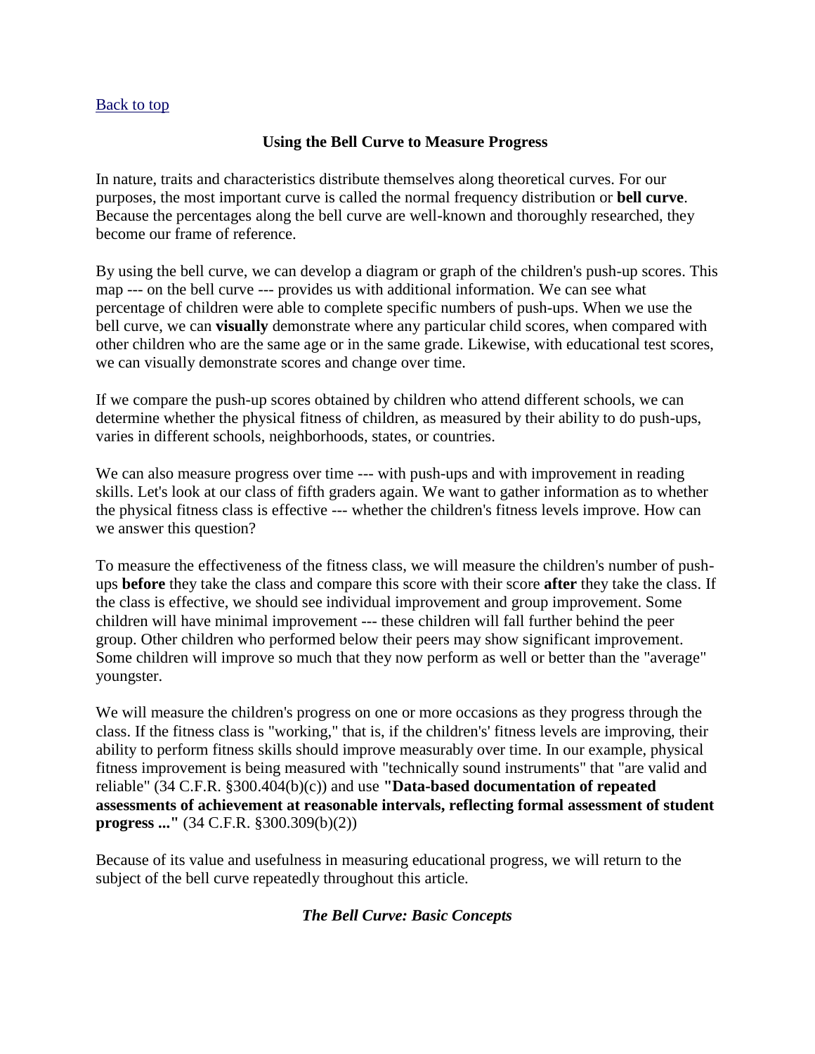[Back to top](#)

## Using the Bell Curve to Measure Progress

In nature, traits and characteristics distribute themselves along theoretical curves. For our purposes, the most important curve is called the normal frequency distribution or **bell curve**. Because the percentages along the bell curve are well-known and thoroughly researched, they become our frame of reference.

By using the bell curve, we can develop a diagram or graph of the children's push-up scores. This map --- on the bell curve --- provides us with additional information. We can see what percentage of children were able to complete specific numbers of push-ups. When we use the bell curve, we can **visually** demonstrate where any particular child scores, when compared with other children who are the same age or in the same grade. Likewise, with educational test scores, we can visually demonstrate scores and change over time.

If we compare the push-up scores obtained by children who attend different schools, we can determine whether the physical fitness of children, as measured by their ability to do push-ups, varies in different schools, neighborhoods, states, or countries.

We can also measure progress over time --- with push-ups and with improvement in reading skills. Let's look at our class of fifth graders again. We want to gather information as to whether the physical fitness class is effective --- whether the children's fitness levels improve. How can we answer this question?

To measure the effectiveness of the fitness class, we will measure the children's number of push-ups **before** they take the class and compare this score with their score **after** they take the class. If the class is effective, we should see individual improvement and group improvement. Some children will have minimal improvement --- these children will fall further behind the peer group. Other children who performed below their peers may show significant improvement. Some children will improve so much that they now perform as well or better than the "average" youngster.

We will measure the children's progress on one or more occasions as they progress through the class. If the fitness class is "working," that is, if the childrens' fitness levels are improving, their ability to perform fitness skills should improve measurably over time. In our example, physical fitness improvement is being measured with "technically sound instruments" that "are valid and reliable" (34 C.F.R. §300.404(b)(c)) and use **"Data-based documentation of repeated assessments of achievement at reasonable intervals, reflecting formal assessment of student progress ..."** (34 C.F.R. §300.309(b)(2))

Because of its value and usefulness in measuring educational progress, we will return to the subject of the bell curve repeatedly throughout this article.

### *The Bell Curve: Basic Concepts*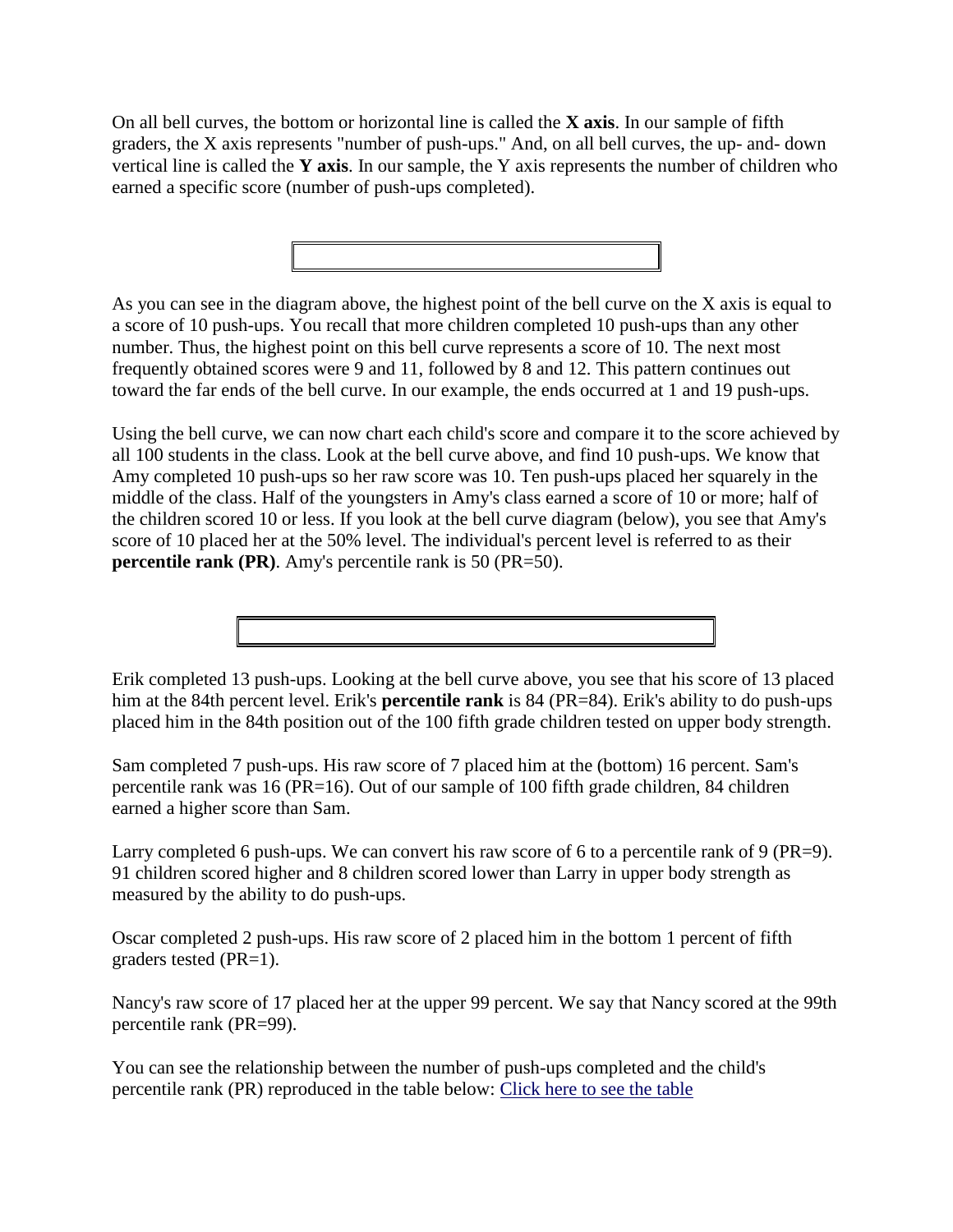On all bell curves, the bottom or horizontal line is called the **X axis**. In our sample of fifth graders, the X axis represents "number of push-ups." And, on all bell curves, the up- and- down vertical line is called the **Y axis**. In our sample, the Y axis represents the number of children who earned a specific score (number of push-ups completed).

As you can see in the diagram above, the highest point of the bell curve on the X axis is equal to a score of 10 push-ups. You recall that more children completed 10 push-ups than any other number. Thus, the highest point on this bell curve represents a score of 10. The next most frequently obtained scores were 9 and 11, followed by 8 and 12. This pattern continues out toward the far ends of the bell curve. In our example, the ends occurred at 1 and 19 push-ups.

Using the bell curve, we can now chart each child's score and compare it to the score achieved by all 100 students in the class. Look at the bell curve above, and find 10 push-ups. We know that Amy completed 10 push-ups so her raw score was 10. Ten push-ups placed her squarely in the middle of the class. Half of the youngsters in Amy's class earned a score of 10 or more; half of the children scored 10 or less. If you look at the bell curve diagram (below), you see that Amy's score of 10 placed her at the 50% level. The individual's percent level is referred to as their **percentile rank (PR)**. Amy's percentile rank is 50 (PR=50).

Erik completed 13 push-ups. Looking at the bell curve above, you see that his score of 13 placed him at the 84th percent level. Erik's **percentile rank** is 84 (PR=84). Erik's ability to do push-ups placed him in the 84th position out of the 100 fifth grade children tested on upper body strength.

Sam completed 7 push-ups. His raw score of 7 placed him at the (bottom) 16 percent. Sam's percentile rank was 16 (PR=16). Out of our sample of 100 fifth grade children, 84 children earned a higher score than Sam.

Larry completed 6 push-ups. We can convert his raw score of 6 to a percentile rank of 9 (PR=9). 91 children scored higher and 8 children scored lower than Larry in upper body strength as measured by the ability to do push-ups.

Oscar completed 2 push-ups. His raw score of 2 placed him in the bottom 1 percent of fifth graders tested (PR=1).

Nancy's raw score of 17 placed her at the upper 99 percent. We say that Nancy scored at the 99th percentile rank (PR=99).

You can see the relationship between the number of push-ups completed and the child's percentile rank (PR) reproduced in the table below: Click here to see the table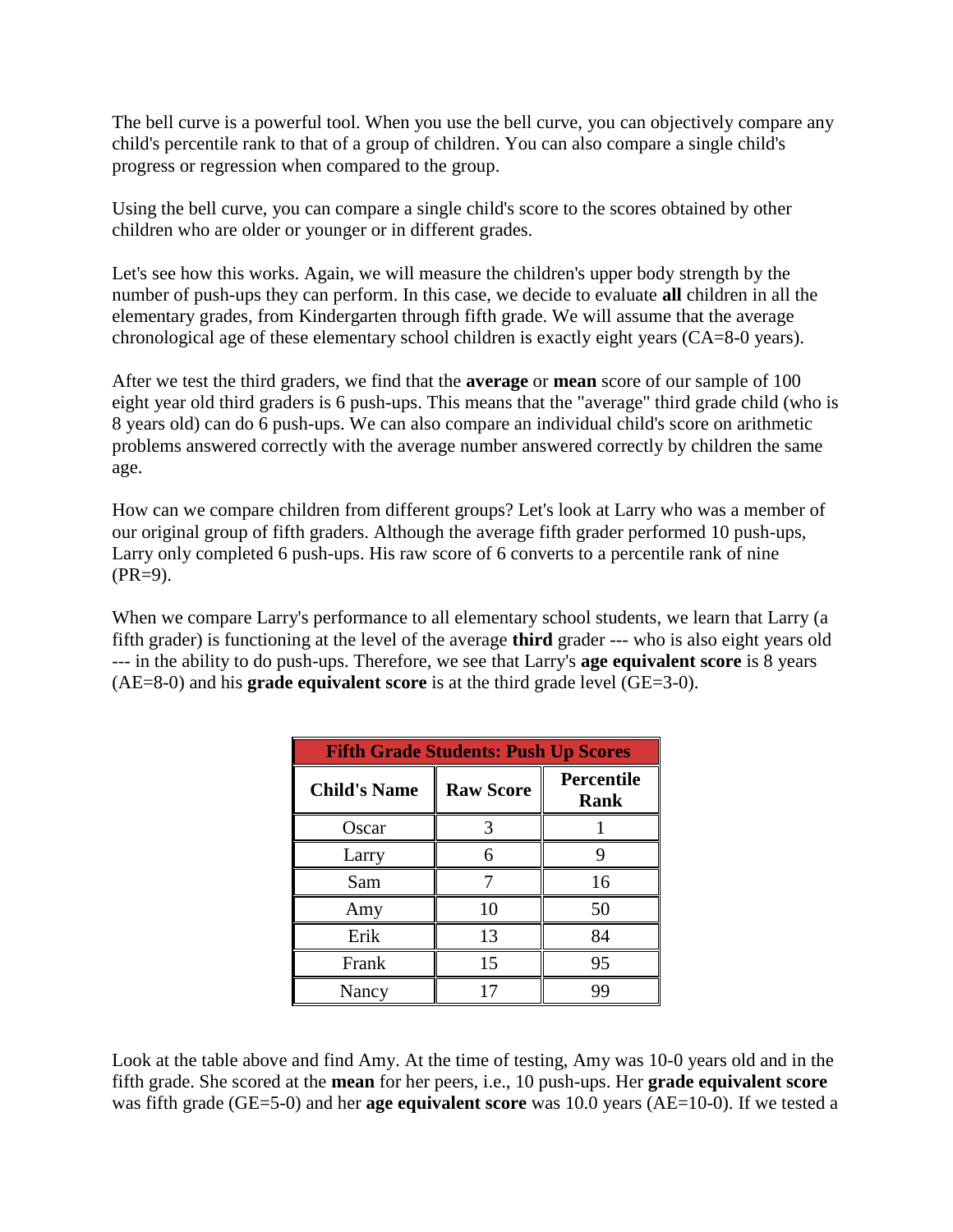The bell curve is a powerful tool. When you use the bell curve, you can objectively compare any child's percentile rank to that of a group of children. You can also compare a single child's progress or regression when compared to the group.

Using the bell curve, you can compare a single child's score to the scores obtained by other children who are older or younger or in different grades.

Let's see how this works. Again, we will measure the children's upper body strength by the number of push-ups they can perform. In this case, we decide to evaluate **all** children in all the elementary grades, from Kindergarten through fifth grade. We will assume that the average chronological age of these elementary school children is exactly eight years (CA=8-0 years).

After we test the third graders, we find that the **average** or **mean** score of our sample of 100 eight year old third graders is 6 push-ups. This means that the "average" third grade child (who is 8 years old) can do 6 push-ups. We can also compare an individual child's score on arithmetic problems answered correctly with the average number answered correctly by children the same age.

How can we compare children from different groups? Let's look at Larry who was a member of our original group of fifth graders. Although the average fifth grader performed 10 push-ups, Larry only completed 6 push-ups. His raw score of 6 converts to a percentile rank of nine (PR=9).

When we compare Larry's performance to all elementary school students, we learn that Larry (a fifth grader) is functioning at the level of the average **third** grader --- who is also eight years old --- in the ability to do push-ups. Therefore, we see that Larry's **age equivalent score** is 8 years (AE=8-0) and his **grade equivalent score** is at the third grade level (GE=3-0).

| **Fifth Grade Students: Push Up Scores** | | |
|---|---|---|
| **Child's Name** | **Raw Score** | **Percentile Rank** |
| Oscar | 3 | 1 |
| Larry | 6 | 9 |
| Sam | 7 | 16 |
| Amy | 10 | 50 |
| Erik | 13 | 84 |
| Frank | 15 | 95 |
| Nancy | 17 | 99 |

Look at the table above and find Amy. At the time of testing, Amy was 10-0 years old and in the fifth grade. She scored at the **mean** for her peers, i.e., 10 push-ups. Her **grade equivalent score** was fifth grade (GE=5-0) and her **age equivalent score** was 10.0 years (AE=10-0). If we tested a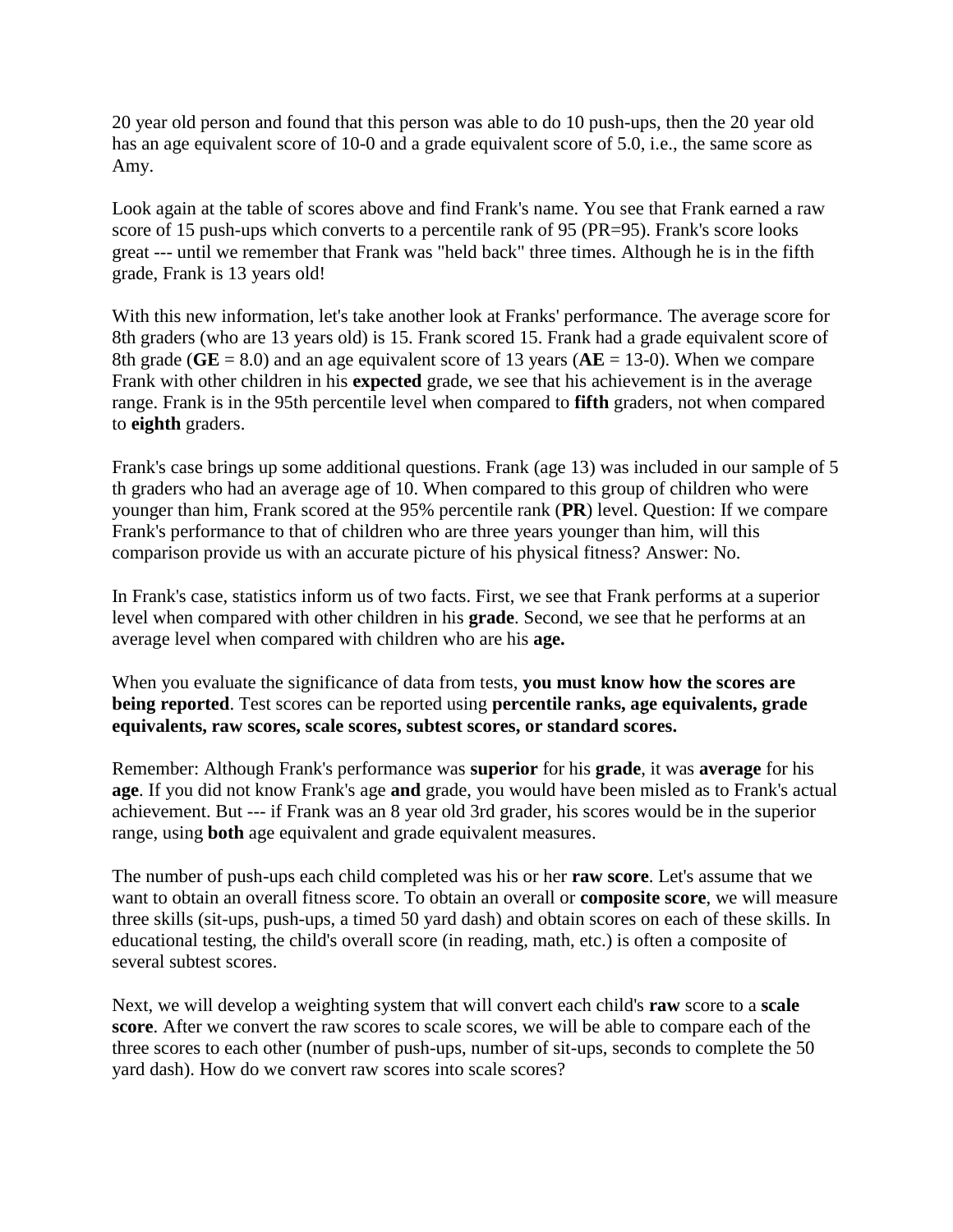20 year old person and found that this person was able to do 10 push-ups, then the 20 year old has an age equivalent score of 10-0 and a grade equivalent score of 5.0, i.e., the same score as Amy.

Look again at the table of scores above and find Frank's name. You see that Frank earned a raw score of 15 push-ups which converts to a percentile rank of 95 (PR=95). Frank's score looks great --- until we remember that Frank was "held back" three times. Although he is in the fifth grade, Frank is 13 years old!

With this new information, let's take another look at Franks' performance. The average score for 8th graders (who are 13 years old) is 15. Frank scored 15. Frank had a grade equivalent score of 8th grade (**GE** = 8.0) and an age equivalent score of 13 years (**AE** = 13-0). When we compare Frank with other children in his **expected** grade, we see that his achievement is in the average range. Frank is in the 95th percentile level when compared to **fifth** graders, not when compared to **eighth** graders.

Frank's case brings up some additional questions. Frank (age 13) was included in our sample of 5 th graders who had an average age of 10. When compared to this group of children who were younger than him, Frank scored at the 95% percentile rank (**PR**) level. Question: If we compare Frank's performance to that of children who are three years younger than him, will this comparison provide us with an accurate picture of his physical fitness? Answer: No.

In Frank's case, statistics inform us of two facts. First, we see that Frank performs at a superior level when compared with other children in his **grade**. Second, we see that he performs at an average level when compared with children who are his **age.**

When you evaluate the significance of data from tests, **you must know how the scores are being reported**. Test scores can be reported using **percentile ranks, age equivalents, grade equivalents, raw scores, scale scores, subtest scores, or standard scores.**

Remember: Although Frank's performance was **superior** for his **grade**, it was **average** for his **age**. If you did not know Frank's age **and** grade, you would have been misled as to Frank's actual achievement. But --- if Frank was an 8 year old 3rd grader, his scores would be in the superior range, using **both** age equivalent and grade equivalent measures.

The number of push-ups each child completed was his or her **raw score**. Let's assume that we want to obtain an overall fitness score. To obtain an overall or **composite score**, we will measure three skills (sit-ups, push-ups, a timed 50 yard dash) and obtain scores on each of these skills. In educational testing, the child's overall score (in reading, math, etc.) is often a composite of several subtest scores.

Next, we will develop a weighting system that will convert each child's **raw** score to a **scale score**. After we convert the raw scores to scale scores, we will be able to compare each of the three scores to each other (number of push-ups, number of sit-ups, seconds to complete the 50 yard dash). How do we convert raw scores into scale scores?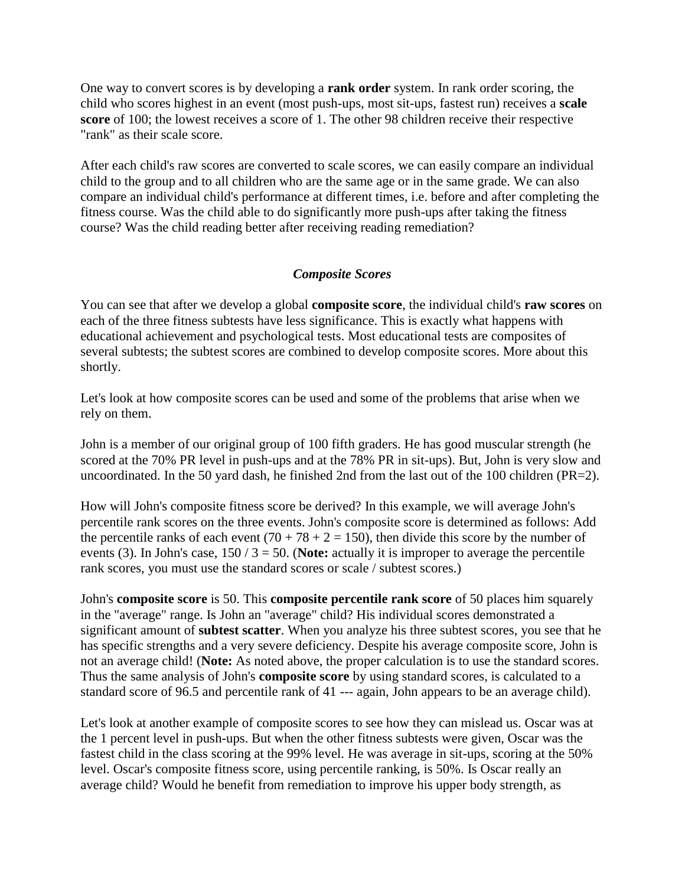One way to convert scores is by developing a **rank order** system. In rank order scoring, the child who scores highest in an event (most push-ups, most sit-ups, fastest run) receives a **scale score** of 100; the lowest receives a score of 1. The other 98 children receive their respective "rank" as their scale score.

After each child's raw scores are converted to scale scores, we can easily compare an individual child to the group and to all children who are the same age or in the same grade. We can also compare an individual child's performance at different times, i.e. before and after completing the fitness course. Was the child able to do significantly more push-ups after taking the fitness course? Was the child reading better after receiving reading remediation?

### *Composite Scores*

You can see that after we develop a global **composite score**, the individual child's **raw scores** on each of the three fitness subtests have less significance. This is exactly what happens with educational achievement and psychological tests. Most educational tests are composites of several subtests; the subtest scores are combined to develop composite scores. More about this shortly.

Let's look at how composite scores can be used and some of the problems that arise when we rely on them.

John is a member of our original group of 100 fifth graders. He has good muscular strength (he scored at the 70% PR level in push-ups and at the 78% PR in sit-ups). But, John is very slow and uncoordinated. In the 50 yard dash, he finished 2nd from the last out of the 100 children (PR=2).

How will John's composite fitness score be derived? In this example, we will average John's percentile rank scores on the three events. John's composite score is determined as follows: Add the percentile ranks of each event (70 + 78 + 2 = 150), then divide this score by the number of events (3). In John's case, 150 / 3 = 50. (**Note:** actually it is improper to average the percentile rank scores, you must use the standard scores or scale / subtest scores.)

John's **composite score** is 50. This **composite percentile rank score** of 50 places him squarely in the "average" range. Is John an "average" child? His individual scores demonstrated a significant amount of **subtest scatter**. When you analyze his three subtest scores, you see that he has specific strengths and a very severe deficiency. Despite his average composite score, John is not an average child! (**Note:** As noted above, the proper calculation is to use the standard scores. Thus the same analysis of John's **composite score** by using standard scores, is calculated to a standard score of 96.5 and percentile rank of 41 --- again, John appears to be an average child).

Let's look at another example of composite scores to see how they can mislead us. Oscar was at the 1 percent level in push-ups. But when the other fitness subtests were given, Oscar was the fastest child in the class scoring at the 99% level. He was average in sit-ups, scoring at the 50% level. Oscar's composite fitness score, using percentile ranking, is 50%. Is Oscar really an average child? Would he benefit from remediation to improve his upper body strength, as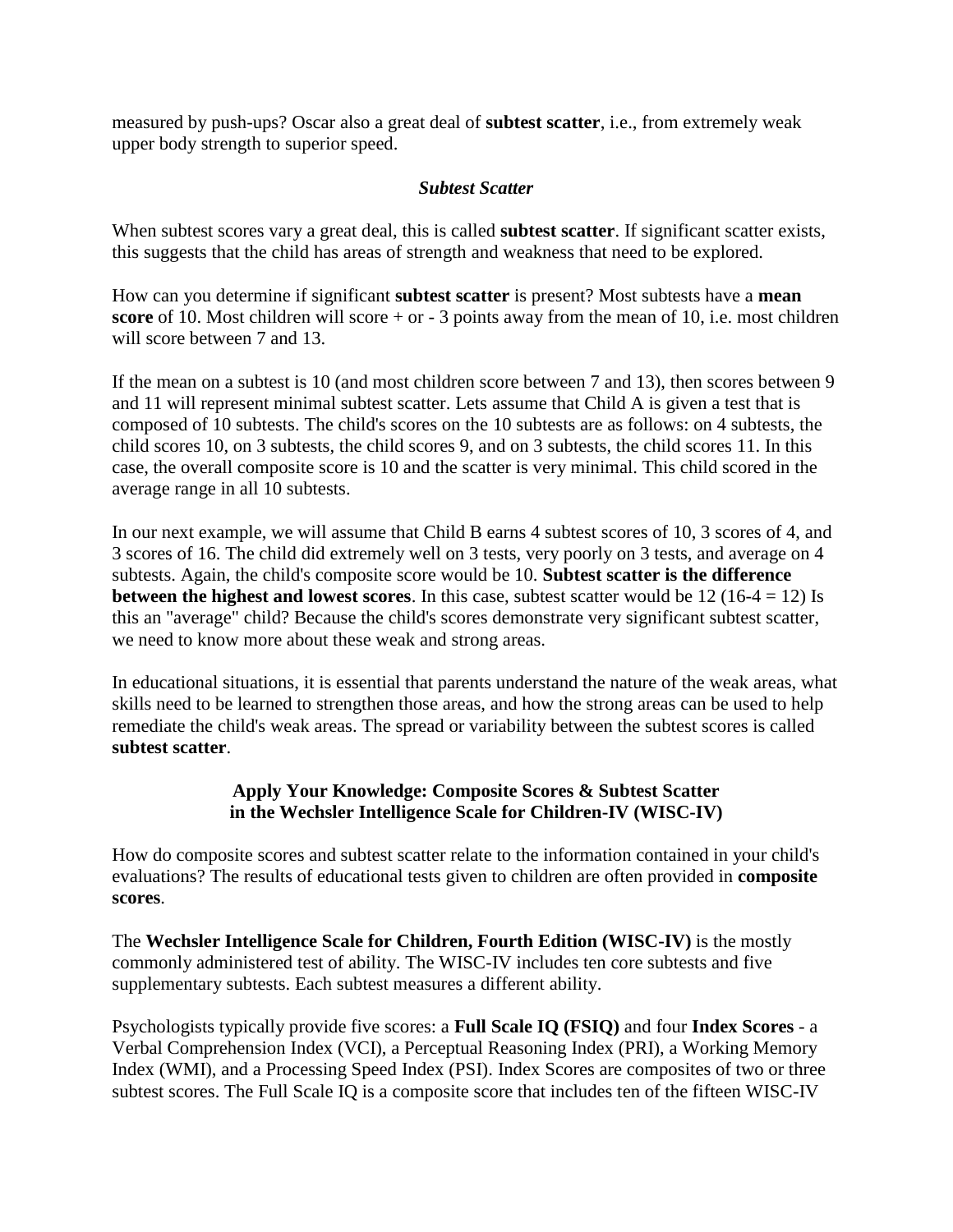measured by push-ups? Oscar also a great deal of **subtest scatter**, i.e., from extremely weak upper body strength to superior speed.

### *Subtest Scatter*

When subtest scores vary a great deal, this is called **subtest scatter**. If significant scatter exists, this suggests that the child has areas of strength and weakness that need to be explored.

How can you determine if significant **subtest scatter** is present? Most subtests have a **mean score** of 10. Most children will score + or - 3 points away from the mean of 10, i.e. most children will score between 7 and 13.

If the mean on a subtest is 10 (and most children score between 7 and 13), then scores between 9 and 11 will represent minimal subtest scatter. Lets assume that Child A is given a test that is composed of 10 subtests. The child's scores on the 10 subtests are as follows: on 4 subtests, the child scores 10, on 3 subtests, the child scores 9, and on 3 subtests, the child scores 11. In this case, the overall composite score is 10 and the scatter is very minimal. This child scored in the average range in all 10 subtests.

In our next example, we will assume that Child B earns 4 subtest scores of 10, 3 scores of 4, and 3 scores of 16. The child did extremely well on 3 tests, very poorly on 3 tests, and average on 4 subtests. Again, the child's composite score would be 10. **Subtest scatter is the difference between the highest and lowest scores**. In this case, subtest scatter would be 12 (16-4 = 12) Is this an "average" child? Because the child's scores demonstrate very significant subtest scatter, we need to know more about these weak and strong areas.

In educational situations, it is essential that parents understand the nature of the weak areas, what skills need to be learned to strengthen those areas, and how the strong areas can be used to help remediate the child's weak areas. The spread or variability between the subtest scores is called **subtest scatter**.

### Apply Your Knowledge: Composite Scores & Subtest Scatter in the Wechsler Intelligence Scale for Children-IV (WISC-IV)

How do composite scores and subtest scatter relate to the information contained in your child's evaluations? The results of educational tests given to children are often provided in **composite scores**.

The **Wechsler Intelligence Scale for Children, Fourth Edition (WISC-IV)** is the mostly commonly administered test of ability. The WISC-IV includes ten core subtests and five supplementary subtests. Each subtest measures a different ability.

Psychologists typically provide five scores: a **Full Scale IQ (FSIQ)** and four **Index Scores** - a Verbal Comprehension Index (VCI), a Perceptual Reasoning Index (PRI), a Working Memory Index (WMI), and a Processing Speed Index (PSI). Index Scores are composites of two or three subtest scores. The Full Scale IQ is a composite score that includes ten of the fifteen WISC-IV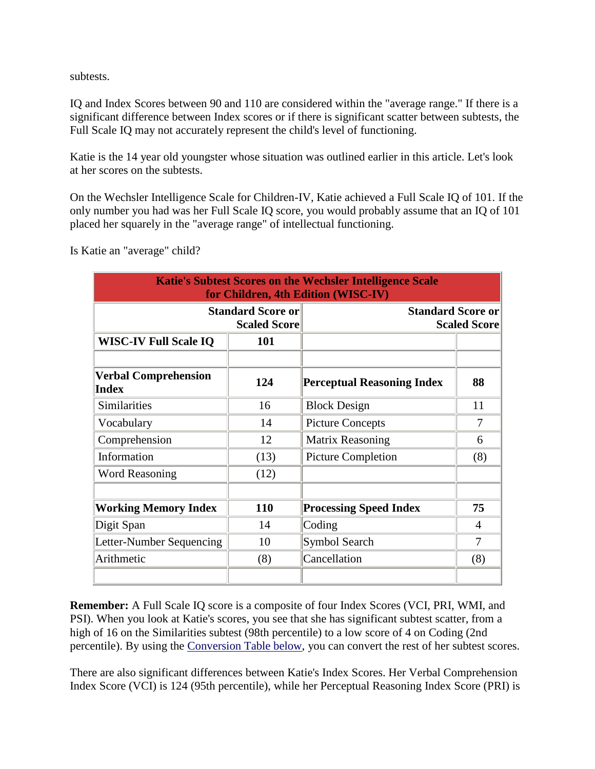subtests.

IQ and Index Scores between 90 and 110 are considered within the "average range." If there is a significant difference between Index scores or if there is significant scatter between subtests, the Full Scale IQ may not accurately represent the child's level of functioning.

Katie is the 14 year old youngster whose situation was outlined earlier in this article. Let's look at her scores on the subtests.

On the Wechsler Intelligence Scale for Children-IV, Katie achieved a Full Scale IQ of 101. If the only number you had was her Full Scale IQ score, you would probably assume that an IQ of 101 placed her squarely in the "average range" of intellectual functioning.

Is Katie an "average" child?

| **Katie's Subtest Scores on the Wechsler Intelligence Scale for Children, 4th Edition (WISC-IV)** | | | |
|---|---|---|---|
| | **Standard Score or Scaled Score** | | **Standard Score or Scaled Score** |
| **WISC-IV Full Scale IQ** | **101** | | |
| | | | |
| **Verbal Comprehension Index** | **124** | **Perceptual Reasoning Index** | **88** |
| Similarities | 16 | Block Design | 11 |
| Vocabulary | 14 | Picture Concepts | 7 |
| Comprehension | 12 | Matrix Reasoning | 6 |
| Information | (13) | Picture Completion | (8) |
| Word Reasoning | (12) | | |
| | | | |
| **Working Memory Index** | **110** | **Processing Speed Index** | **75** |
| Digit Span | 14 | Coding | 4 |
| Letter-Number Sequencing | 10 | Symbol Search | 7 |
| Arithmetic | (8) | Cancellation | (8) |
| | | | |

**Remember:** A Full Scale IQ score is a composite of four Index Scores (VCI, PRI, WMI, and PSI). When you look at Katie's scores, you see that she has significant subtest scatter, from a high of 16 on the Similarities subtest (98th percentile) to a low score of 4 on Coding (2nd percentile). By using the Conversion Table below, you can convert the rest of her subtest scores.

There are also significant differences between Katie's Index Scores. Her Verbal Comprehension Index Score (VCI) is 124 (95th percentile), while her Perceptual Reasoning Index Score (PRI) is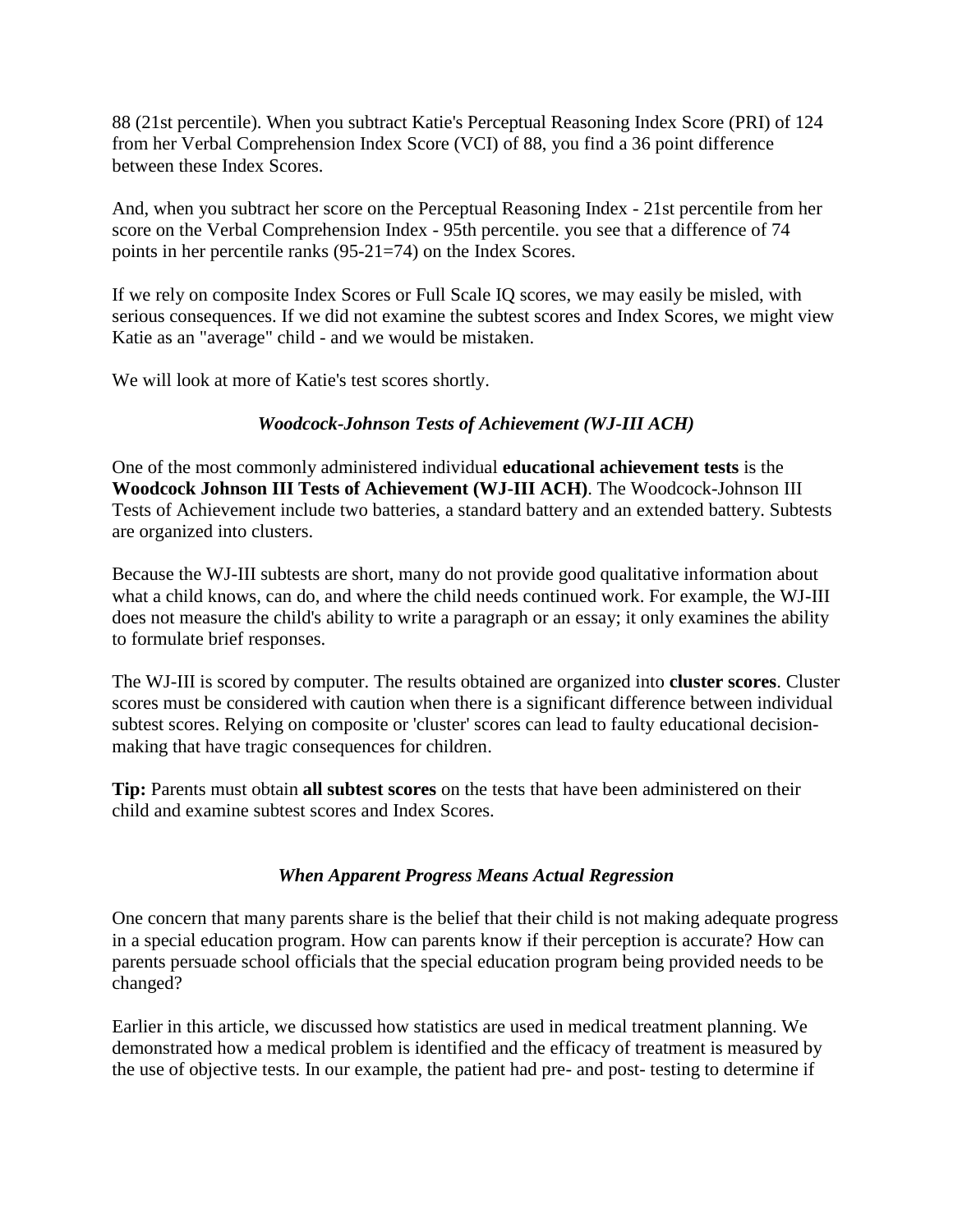88 (21st percentile). When you subtract Katie's Perceptual Reasoning Index Score (PRI) of 124 from her Verbal Comprehension Index Score (VCI) of 88, you find a 36 point difference between these Index Scores.

And, when you subtract her score on the Perceptual Reasoning Index - 21st percentile from her score on the Verbal Comprehension Index - 95th percentile. you see that a difference of 74 points in her percentile ranks (95-21=74) on the Index Scores.

If we rely on composite Index Scores or Full Scale IQ scores, we may easily be misled, with serious consequences. If we did not examine the subtest scores and Index Scores, we might view Katie as an "average" child - and we would be mistaken.

We will look at more of Katie's test scores shortly.

### *Woodcock-Johnson Tests of Achievement (WJ-III ACH)*

One of the most commonly administered individual **educational achievement tests** is the **Woodcock Johnson III Tests of Achievement (WJ-III ACH)**. The Woodcock-Johnson III Tests of Achievement include two batteries, a standard battery and an extended battery. Subtests are organized into clusters.

Because the WJ-III subtests are short, many do not provide good qualitative information about what a child knows, can do, and where the child needs continued work. For example, the WJ-III does not measure the child's ability to write a paragraph or an essay; it only examines the ability to formulate brief responses.

The WJ-III is scored by computer. The results obtained are organized into **cluster scores**. Cluster scores must be considered with caution when there is a significant difference between individual subtest scores. Relying on composite or 'cluster' scores can lead to faulty educational decision-making that have tragic consequences for children.

**Tip:** Parents must obtain **all subtest scores** on the tests that have been administered on their child and examine subtest scores and Index Scores.

### *When Apparent Progress Means Actual Regression*

One concern that many parents share is the belief that their child is not making adequate progress in a special education program. How can parents know if their perception is accurate? How can parents persuade school officials that the special education program being provided needs to be changed?

Earlier in this article, we discussed how statistics are used in medical treatment planning. We demonstrated how a medical problem is identified and the efficacy of treatment is measured by the use of objective tests. In our example, the patient had pre- and post- testing to determine if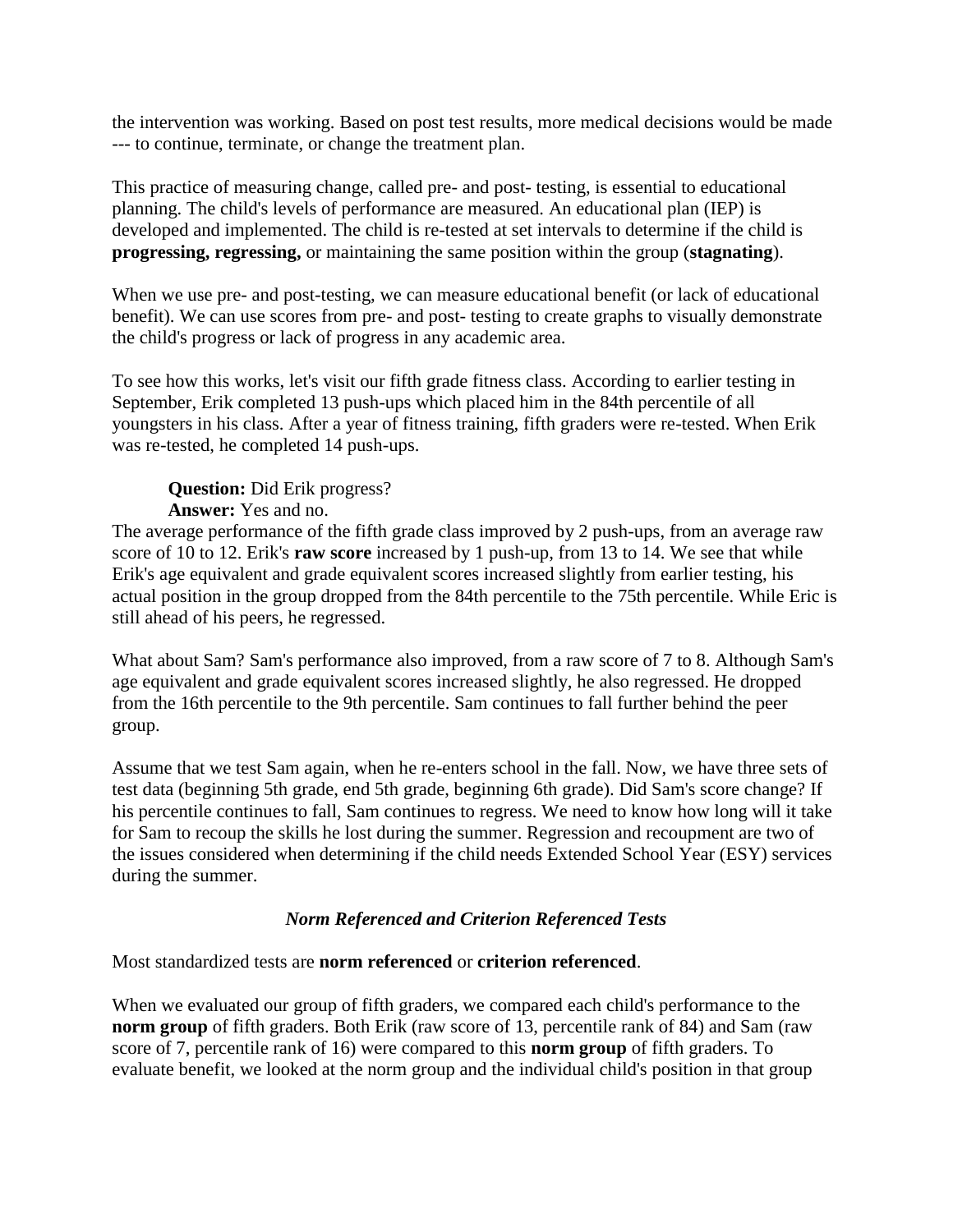the intervention was working. Based on post test results, more medical decisions would be made --- to continue, terminate, or change the treatment plan.

This practice of measuring change, called pre- and post- testing, is essential to educational planning. The child's levels of performance are measured. An educational plan (IEP) is developed and implemented. The child is re-tested at set intervals to determine if the child is **progressing, regressing,** or maintaining the same position within the group (**stagnating**).

When we use pre- and post-testing, we can measure educational benefit (or lack of educational benefit). We can use scores from pre- and post- testing to create graphs to visually demonstrate the child's progress or lack of progress in any academic area.

To see how this works, let's visit our fifth grade fitness class. According to earlier testing in September, Erik completed 13 push-ups which placed him in the 84th percentile of all youngsters in his class. After a year of fitness training, fifth graders were re-tested. When Erik was re-tested, he completed 14 push-ups.

> **Question:** Did Erik progress?
> **Answer:** Yes and no.

The average performance of the fifth grade class improved by 2 push-ups, from an average raw score of 10 to 12. Erik's **raw score** increased by 1 push-up, from 13 to 14. We see that while Erik's age equivalent and grade equivalent scores increased slightly from earlier testing, his actual position in the group dropped from the 84th percentile to the 75th percentile. While Eric is still ahead of his peers, he regressed.

What about Sam? Sam's performance also improved, from a raw score of 7 to 8. Although Sam's age equivalent and grade equivalent scores increased slightly, he also regressed. He dropped from the 16th percentile to the 9th percentile. Sam continues to fall further behind the peer group.

Assume that we test Sam again, when he re-enters school in the fall. Now, we have three sets of test data (beginning 5th grade, end 5th grade, beginning 6th grade). Did Sam's score change? If his percentile continues to fall, Sam continues to regress. We need to know how long will it take for Sam to recoup the skills he lost during the summer. Regression and recoupment are two of the issues considered when determining if the child needs Extended School Year (ESY) services during the summer.

### *Norm Referenced and Criterion Referenced Tests*

Most standardized tests are **norm referenced** or **criterion referenced**.

When we evaluated our group of fifth graders, we compared each child's performance to the **norm group** of fifth graders. Both Erik (raw score of 13, percentile rank of 84) and Sam (raw score of 7, percentile rank of 16) were compared to this **norm group** of fifth graders. To evaluate benefit, we looked at the norm group and the individual child's position in that group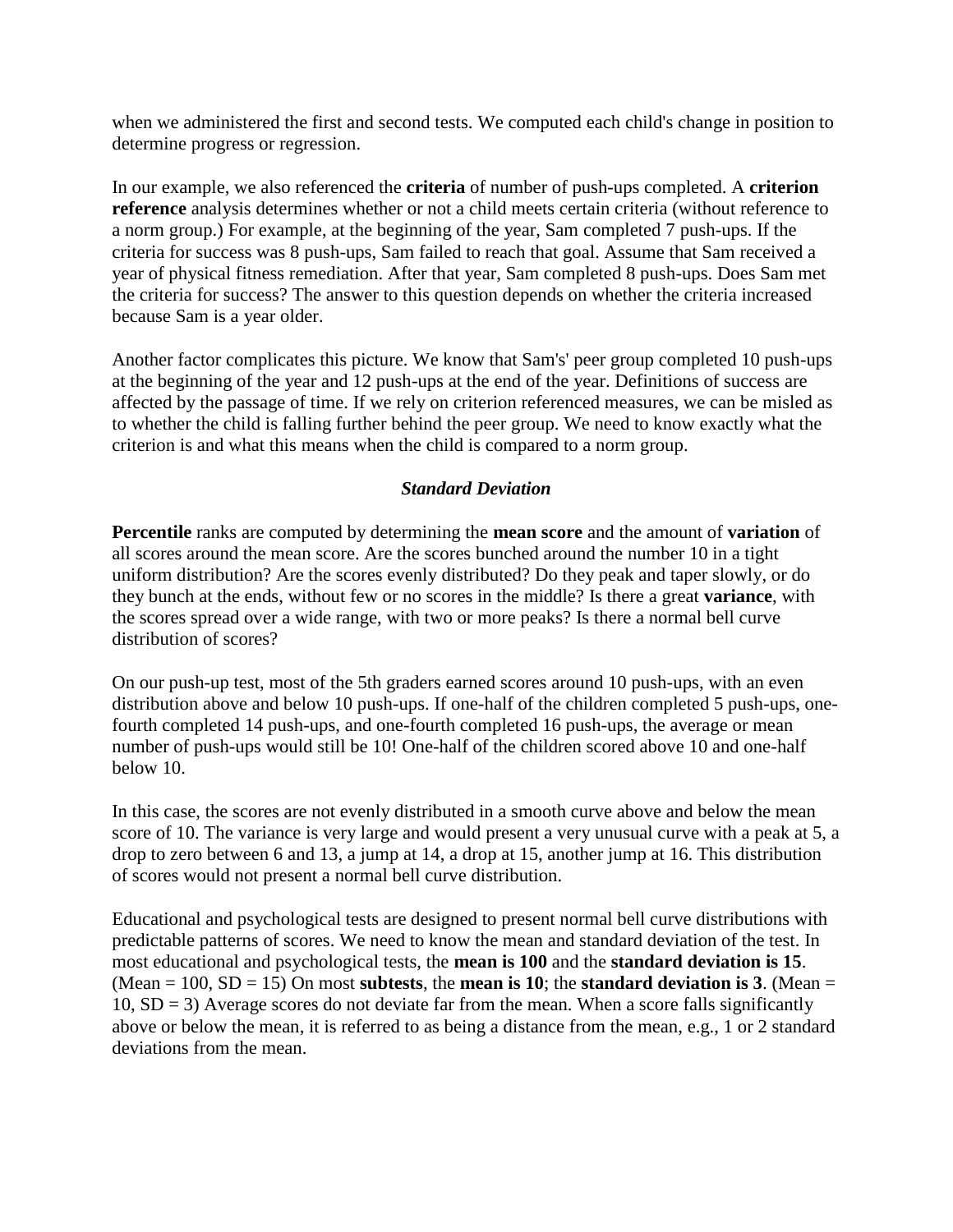when we administered the first and second tests. We computed each child's change in position to determine progress or regression.

In our example, we also referenced the **criteria** of number of push-ups completed. A **criterion reference** analysis determines whether or not a child meets certain criteria (without reference to a norm group.) For example, at the beginning of the year, Sam completed 7 push-ups. If the criteria for success was 8 push-ups, Sam failed to reach that goal. Assume that Sam received a year of physical fitness remediation. After that year, Sam completed 8 push-ups. Does Sam met the criteria for success? The answer to this question depends on whether the criteria increased because Sam is a year older.

Another factor complicates this picture. We know that Sam's' peer group completed 10 push-ups at the beginning of the year and 12 push-ups at the end of the year. Definitions of success are affected by the passage of time. If we rely on criterion referenced measures, we can be misled as to whether the child is falling further behind the peer group. We need to know exactly what the criterion is and what this means when the child is compared to a norm group.

### *Standard Deviation*

**Percentile** ranks are computed by determining the **mean score** and the amount of **variation** of all scores around the mean score. Are the scores bunched around the number 10 in a tight uniform distribution? Are the scores evenly distributed? Do they peak and taper slowly, or do they bunch at the ends, without few or no scores in the middle? Is there a great **variance**, with the scores spread over a wide range, with two or more peaks? Is there a normal bell curve distribution of scores?

On our push-up test, most of the 5th graders earned scores around 10 push-ups, with an even distribution above and below 10 push-ups. If one-half of the children completed 5 push-ups, one-fourth completed 14 push-ups, and one-fourth completed 16 push-ups, the average or mean number of push-ups would still be 10! One-half of the children scored above 10 and one-half below 10.

In this case, the scores are not evenly distributed in a smooth curve above and below the mean score of 10. The variance is very large and would present a very unusual curve with a peak at 5, a drop to zero between 6 and 13, a jump at 14, a drop at 15, another jump at 16. This distribution of scores would not present a normal bell curve distribution.

Educational and psychological tests are designed to present normal bell curve distributions with predictable patterns of scores. We need to know the mean and standard deviation of the test. In most educational and psychological tests, the **mean is 100** and the **standard deviation is 15**. (Mean = 100, SD = 15) On most **subtests**, the **mean is 10**; the **standard deviation is 3**. (Mean = 10, SD = 3) Average scores do not deviate far from the mean. When a score falls significantly above or below the mean, it is referred to as being a distance from the mean, e.g., 1 or 2 standard deviations from the mean.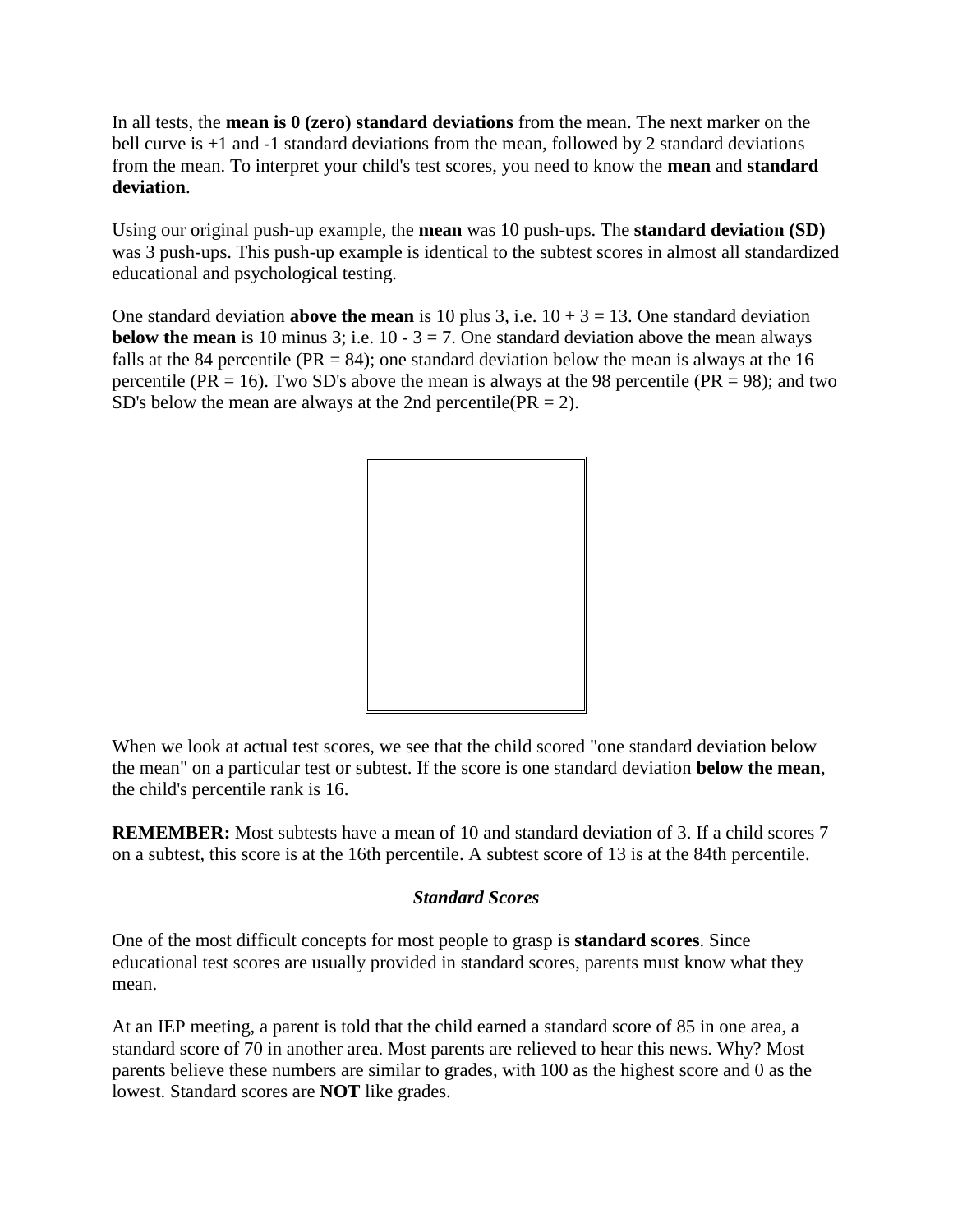In all tests, the **mean is 0 (zero) standard deviations** from the mean. The next marker on the bell curve is +1 and -1 standard deviations from the mean, followed by 2 standard deviations from the mean. To interpret your child's test scores, you need to know the **mean** and **standard deviation**.

Using our original push-up example, the **mean** was 10 push-ups. The **standard deviation (SD)** was 3 push-ups. This push-up example is identical to the subtest scores in almost all standardized educational and psychological testing.

One standard deviation **above the mean** is 10 plus 3, i.e. 10 + 3 = 13. One standard deviation **below the mean** is 10 minus 3; i.e. 10 - 3 = 7. One standard deviation above the mean always falls at the 84 percentile (PR = 84); one standard deviation below the mean is always at the 16 percentile (PR = 16). Two SD's above the mean is always at the 98 percentile (PR = 98); and two SD's below the mean are always at the 2nd percentile(PR = 2).

When we look at actual test scores, we see that the child scored "one standard deviation below the mean" on a particular test or subtest. If the score is one standard deviation **below the mean**, the child's percentile rank is 16.

**REMEMBER:** Most subtests have a mean of 10 and standard deviation of 3. If a child scores 7 on a subtest, this score is at the 16th percentile. A subtest score of 13 is at the 84th percentile.

### *Standard Scores*

One of the most difficult concepts for most people to grasp is **standard scores**. Since educational test scores are usually provided in standard scores, parents must know what they mean.

At an IEP meeting, a parent is told that the child earned a standard score of 85 in one area, a standard score of 70 in another area. Most parents are relieved to hear this news. Why? Most parents believe these numbers are similar to grades, with 100 as the highest score and 0 as the lowest. Standard scores are **NOT** like grades.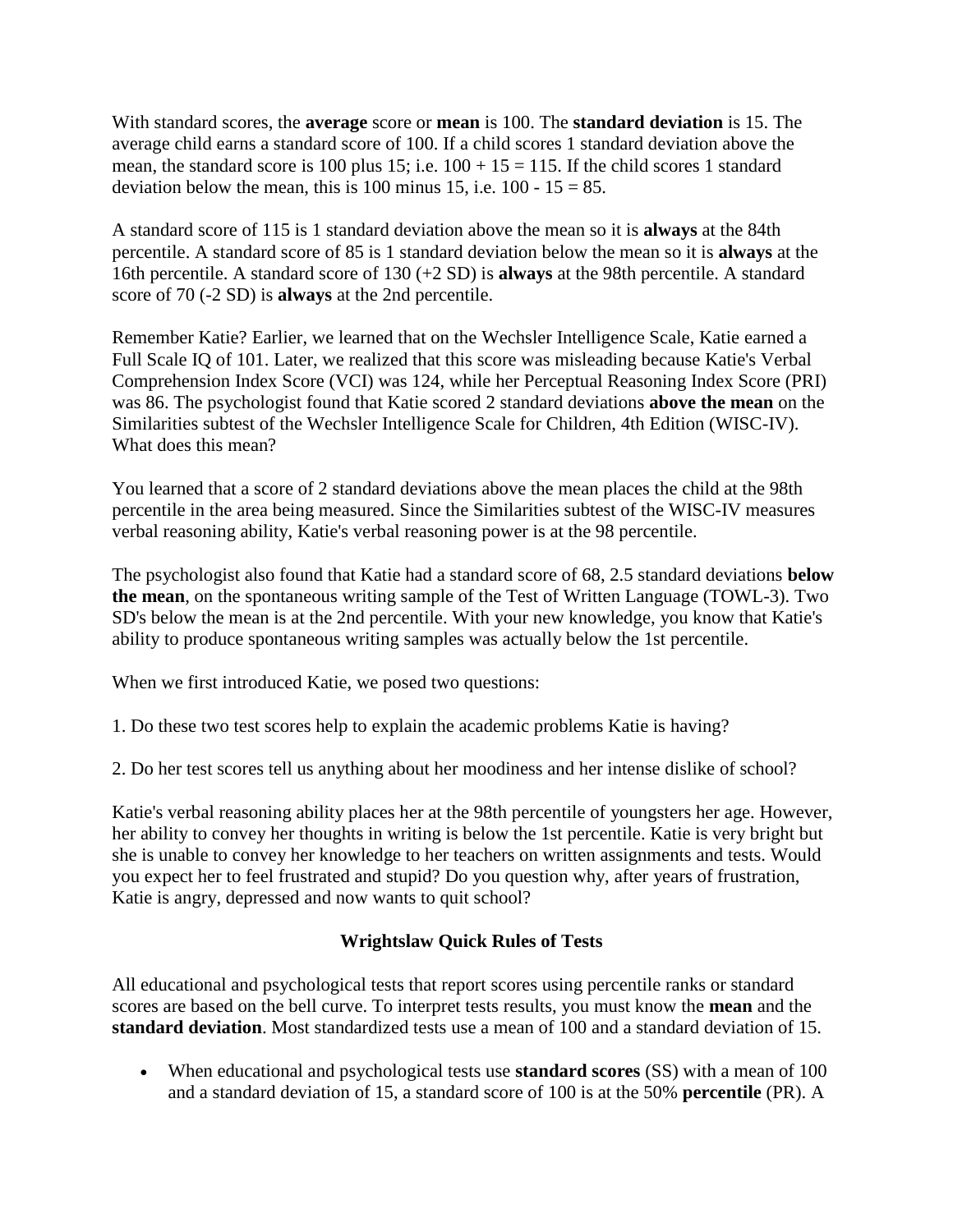With standard scores, the **average** score or **mean** is 100. The **standard deviation** is 15. The average child earns a standard score of 100. If a child scores 1 standard deviation above the mean, the standard score is 100 plus 15; i.e. 100 + 15 = 115. If the child scores 1 standard deviation below the mean, this is 100 minus 15, i.e. 100 - 15 = 85.

A standard score of 115 is 1 standard deviation above the mean so it is **always** at the 84th percentile. A standard score of 85 is 1 standard deviation below the mean so it is **always** at the 16th percentile. A standard score of 130 (+2 SD) is **always** at the 98th percentile. A standard score of 70 (-2 SD) is **always** at the 2nd percentile.

Remember Katie? Earlier, we learned that on the Wechsler Intelligence Scale, Katie earned a Full Scale IQ of 101. Later, we realized that this score was misleading because Katie's Verbal Comprehension Index Score (VCI) was 124, while her Perceptual Reasoning Index Score (PRI) was 86. The psychologist found that Katie scored 2 standard deviations **above the mean** on the Similarities subtest of the Wechsler Intelligence Scale for Children, 4th Edition (WISC-IV). What does this mean?

You learned that a score of 2 standard deviations above the mean places the child at the 98th percentile in the area being measured. Since the Similarities subtest of the WISC-IV measures verbal reasoning ability, Katie's verbal reasoning power is at the 98 percentile.

The psychologist also found that Katie had a standard score of 68, 2.5 standard deviations **below the mean**, on the spontaneous writing sample of the Test of Written Language (TOWL-3). Two SD's below the mean is at the 2nd percentile. With your new knowledge, you know that Katie's ability to produce spontaneous writing samples was actually below the 1st percentile.

When we first introduced Katie, we posed two questions:

1. Do these two test scores help to explain the academic problems Katie is having?

2. Do her test scores tell us anything about her moodiness and her intense dislike of school?

Katie's verbal reasoning ability places her at the 98th percentile of youngsters her age. However, her ability to convey her thoughts in writing is below the 1st percentile. Katie is very bright but she is unable to convey her knowledge to her teachers on written assignments and tests. Would you expect her to feel frustrated and stupid? Do you question why, after years of frustration, Katie is angry, depressed and now wants to quit school?

### Wrightslaw Quick Rules of Tests

All educational and psychological tests that report scores using percentile ranks or standard scores are based on the bell curve. To interpret tests results, you must know the **mean** and the **standard deviation**. Most standardized tests use a mean of 100 and a standard deviation of 15.

- When educational and psychological tests use **standard scores** (SS) with a mean of 100 and a standard deviation of 15, a standard score of 100 is at the 50% **percentile** (PR). A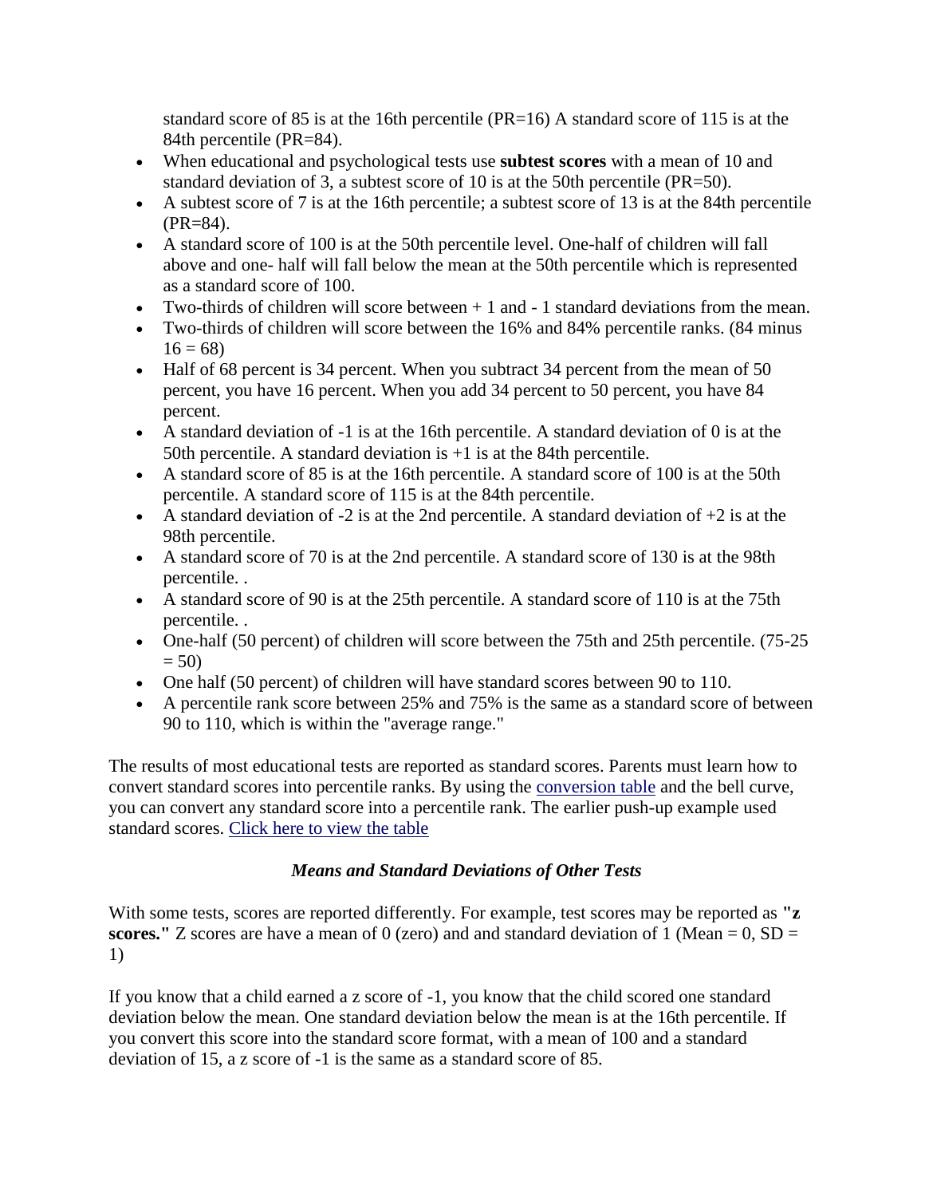standard score of 85 is at the 16th percentile (PR=16) A standard score of 115 is at the 84th percentile (PR=84).

- When educational and psychological tests use **subtest scores** with a mean of 10 and standard deviation of 3, a subtest score of 10 is at the 50th percentile (PR=50).
- A subtest score of 7 is at the 16th percentile; a subtest score of 13 is at the 84th percentile (PR=84).
- A standard score of 100 is at the 50th percentile level. One-half of children will fall above and one- half will fall below the mean at the 50th percentile which is represented as a standard score of 100.
- Two-thirds of children will score between + 1 and - 1 standard deviations from the mean.
- Two-thirds of children will score between the 16% and 84% percentile ranks. (84 minus 16 = 68)
- Half of 68 percent is 34 percent. When you subtract 34 percent from the mean of 50 percent, you have 16 percent. When you add 34 percent to 50 percent, you have 84 percent.
- A standard deviation of -1 is at the 16th percentile. A standard deviation of 0 is at the 50th percentile. A standard deviation is +1 is at the 84th percentile.
- A standard score of 85 is at the 16th percentile. A standard score of 100 is at the 50th percentile. A standard score of 115 is at the 84th percentile.
- A standard deviation of -2 is at the 2nd percentile. A standard deviation of +2 is at the 98th percentile.
- A standard score of 70 is at the 2nd percentile. A standard score of 130 is at the 98th percentile. .
- A standard score of 90 is at the 25th percentile. A standard score of 110 is at the 75th percentile. .
- One-half (50 percent) of children will score between the 75th and 25th percentile. (75-25 = 50)
- One half (50 percent) of children will have standard scores between 90 to 110.
- A percentile rank score between 25% and 75% is the same as a standard score of between 90 to 110, which is within the "average range."

The results of most educational tests are reported as standard scores. Parents must learn how to convert standard scores into percentile ranks. By using the conversion table and the bell curve, you can convert any standard score into a percentile rank. The earlier push-up example used standard scores. Click here to view the table

### *Means and Standard Deviations of Other Tests*

With some tests, scores are reported differently. For example, test scores may be reported as **"z scores."** Z scores are have a mean of 0 (zero) and and standard deviation of 1 (Mean = 0, SD = 1)

If you know that a child earned a z score of -1, you know that the child scored one standard deviation below the mean. One standard deviation below the mean is at the 16th percentile. If you convert this score into the standard score format, with a mean of 100 and a standard deviation of 15, a z score of -1 is the same as a standard score of 85.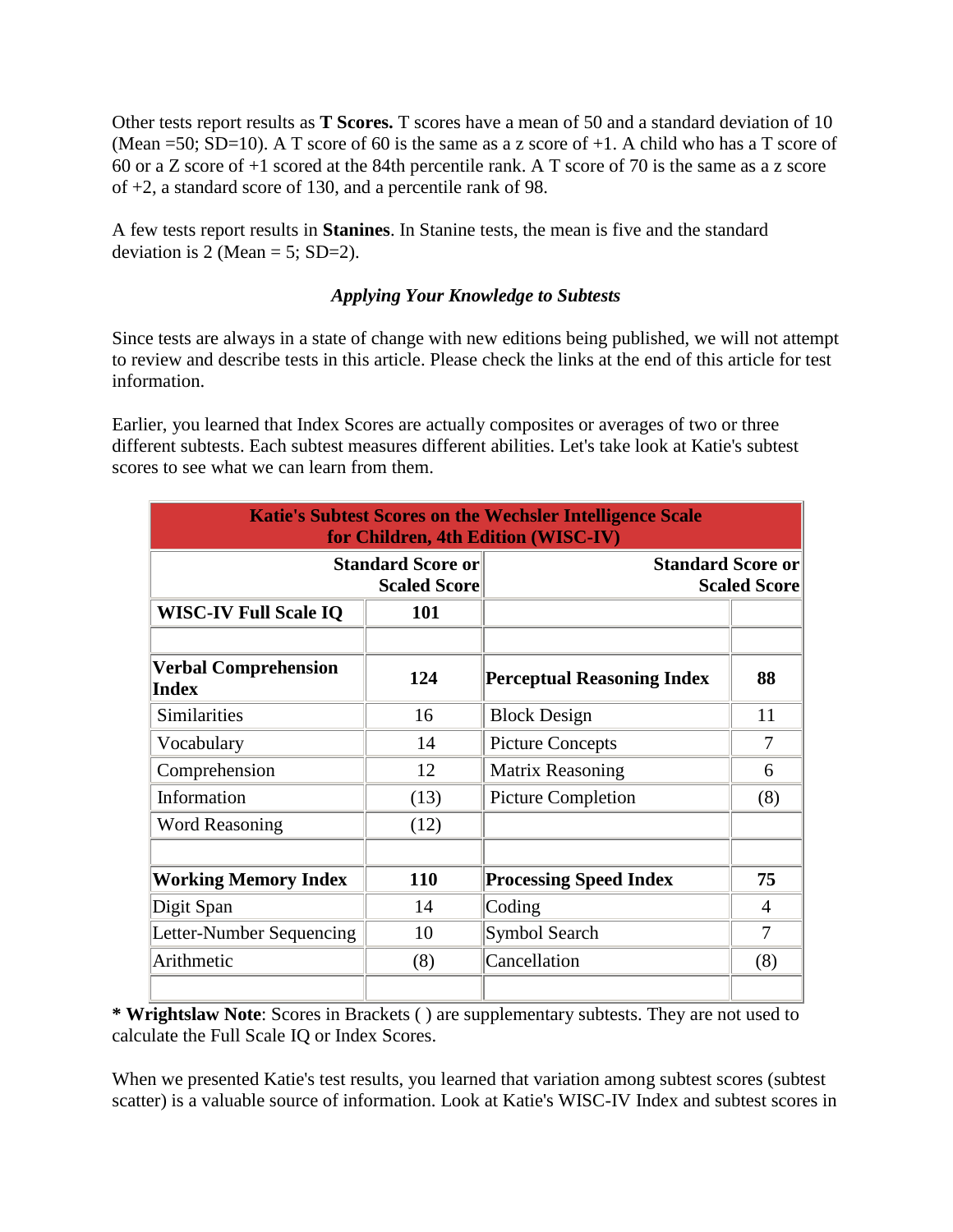Other tests report results as **T Scores.** T scores have a mean of 50 and a standard deviation of 10 (Mean =50; SD=10). A T score of 60 is the same as a z score of +1. A child who has a T score of 60 or a Z score of +1 scored at the 84th percentile rank. A T score of 70 is the same as a z score of +2, a standard score of 130, and a percentile rank of 98.

A few tests report results in **Stanines**. In Stanine tests, the mean is five and the standard deviation is 2 (Mean = 5; SD=2).

### *Applying Your Knowledge to Subtests*

Since tests are always in a state of change with new editions being published, we will not attempt to review and describe tests in this article. Please check the links at the end of this article for test information.

Earlier, you learned that Index Scores are actually composites or averages of two or three different subtests. Each subtest measures different abilities. Let's take look at Katie's subtest scores to see what we can learn from them.

| **Katie's Subtest Scores on the Wechsler Intelligence Scale for Children, 4th Edition (WISC-IV)** | | | |
|---|---|---|---|
| | **Standard Score or Scaled Score** | | **Standard Score or Scaled Score** |
| **WISC-IV Full Scale IQ** | **101** | | |
| | | | |
| **Verbal Comprehension Index** | **124** | **Perceptual Reasoning Index** | **88** |
| Similarities | 16 | Block Design | 11 |
| Vocabulary | 14 | Picture Concepts | 7 |
| Comprehension | 12 | Matrix Reasoning | 6 |
| Information | (13) | Picture Completion | (8) |
| Word Reasoning | (12) | | |
| | | | |
| **Working Memory Index** | **110** | **Processing Speed Index** | **75** |
| Digit Span | 14 | Coding | 4 |
| Letter-Number Sequencing | 10 | Symbol Search | 7 |
| Arithmetic | (8) | Cancellation | (8) |
| | | | |

**\* Wrightslaw Note**: Scores in Brackets ( ) are supplementary subtests. They are not used to calculate the Full Scale IQ or Index Scores.

When we presented Katie's test results, you learned that variation among subtest scores (subtest scatter) is a valuable source of information. Look at Katie's WISC-IV Index and subtest scores in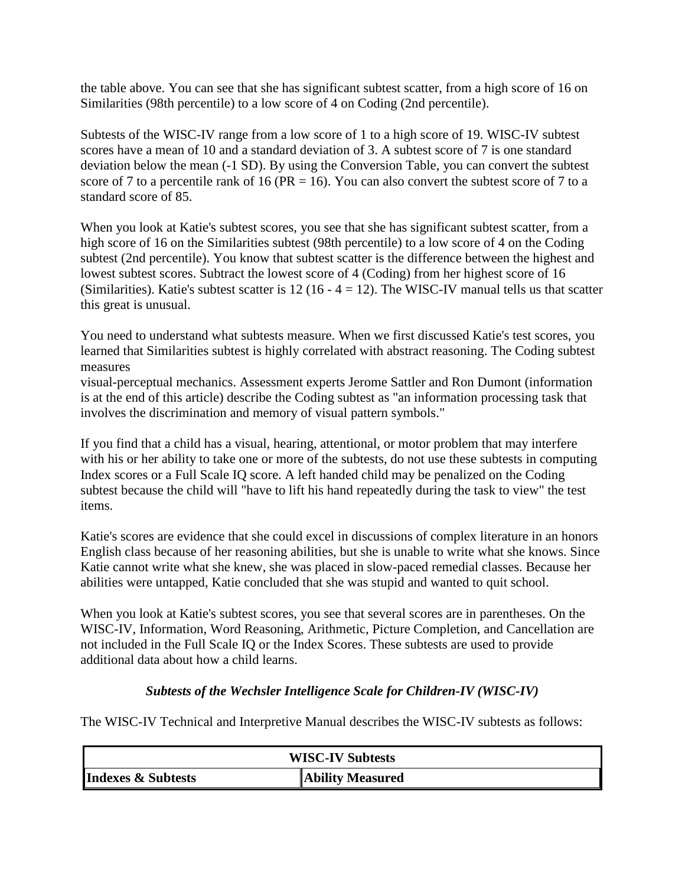the table above. You can see that she has significant subtest scatter, from a high score of 16 on Similarities (98th percentile) to a low score of 4 on Coding (2nd percentile).

Subtests of the WISC-IV range from a low score of 1 to a high score of 19. WISC-IV subtest scores have a mean of 10 and a standard deviation of 3. A subtest score of 7 is one standard deviation below the mean (-1 SD). By using the Conversion Table, you can convert the subtest score of 7 to a percentile rank of 16 (PR = 16). You can also convert the subtest score of 7 to a standard score of 85.

When you look at Katie's subtest scores, you see that she has significant subtest scatter, from a high score of 16 on the Similarities subtest (98th percentile) to a low score of 4 on the Coding subtest (2nd percentile). You know that subtest scatter is the difference between the highest and lowest subtest scores. Subtract the lowest score of 4 (Coding) from her highest score of 16 (Similarities). Katie's subtest scatter is 12 (16 - 4 = 12). The WISC-IV manual tells us that scatter this great is unusual.

You need to understand what subtests measure. When we first discussed Katie's test scores, you learned that Similarities subtest is highly correlated with abstract reasoning. The Coding subtest measures
visual-perceptual mechanics. Assessment experts Jerome Sattler and Ron Dumont (information is at the end of this article) describe the Coding subtest as "an information processing task that involves the discrimination and memory of visual pattern symbols."

If you find that a child has a visual, hearing, attentional, or motor problem that may interfere with his or her ability to take one or more of the subtests, do not use these subtests in computing Index scores or a Full Scale IQ score. A left handed child may be penalized on the Coding subtest because the child will "have to lift his hand repeatedly during the task to view" the test items.

Katie's scores are evidence that she could excel in discussions of complex literature in an honors English class because of her reasoning abilities, but she is unable to write what she knows. Since Katie cannot write what she knew, she was placed in slow-paced remedial classes. Because her abilities were untapped, Katie concluded that she was stupid and wanted to quit school.

When you look at Katie's subtest scores, you see that several scores are in parentheses. On the WISC-IV, Information, Word Reasoning, Arithmetic, Picture Completion, and Cancellation are not included in the Full Scale IQ or the Index Scores. These subtests are used to provide additional data about how a child learns.

### *Subtests of the Wechsler Intelligence Scale for Children-IV (WISC-IV)*

The WISC-IV Technical and Interpretive Manual describes the WISC-IV subtests as follows:

| **WISC-IV Subtests** | |
|---|---|
| **Indexes & Subtests** | **Ability Measured** |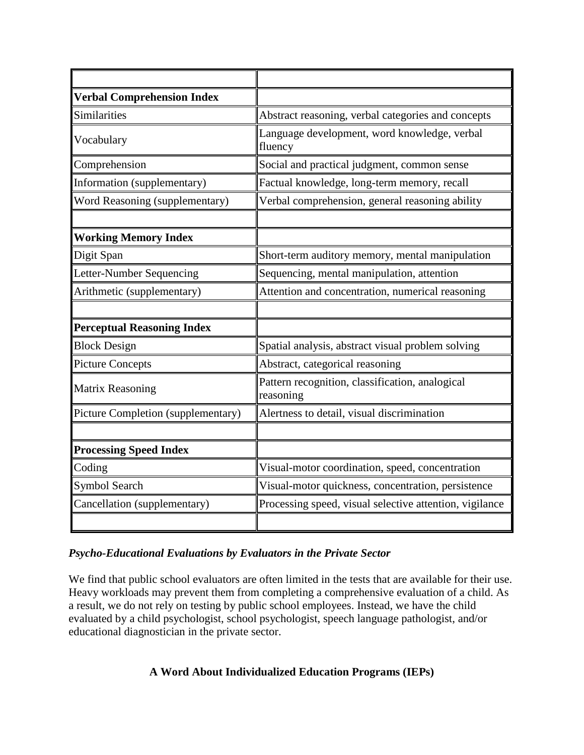| | |
|---|---|
| **Verbal Comprehension Index** | |
| Similarities | Abstract reasoning, verbal categories and concepts |
| Vocabulary | Language development, word knowledge, verbal fluency |
| Comprehension | Social and practical judgment, common sense |
| Information (supplementary) | Factual knowledge, long-term memory, recall |
| Word Reasoning (supplementary) | Verbal comprehension, general reasoning ability |
| | |
| **Working Memory Index** | |
| Digit Span | Short-term auditory memory, mental manipulation |
| Letter-Number Sequencing | Sequencing, mental manipulation, attention |
| Arithmetic (supplementary) | Attention and concentration, numerical reasoning |
| | |
| **Perceptual Reasoning Index** | |
| Block Design | Spatial analysis, abstract visual problem solving |
| Picture Concepts | Abstract, categorical reasoning |
| Matrix Reasoning | Pattern recognition, classification, analogical reasoning |
| Picture Completion (supplementary) | Alertness to detail, visual discrimination |
| | |
| **Processing Speed Index** | |
| Coding | Visual-motor coordination, speed, concentration |
| Symbol Search | Visual-motor quickness, concentration, persistence |
| Cancellation (supplementary) | Processing speed, visual selective attention, vigilance |
| | |

***Psycho-Educational Evaluations by Evaluators in the Private Sector***

We find that public school evaluators are often limited in the tests that are available for their use. Heavy workloads may prevent them from completing a comprehensive evaluation of a child. As a result, we do not rely on testing by public school employees. Instead, we have the child evaluated by a child psychologist, school psychologist, speech language pathologist, and/or educational diagnostician in the private sector.

## A Word About Individualized Education Programs (IEPs)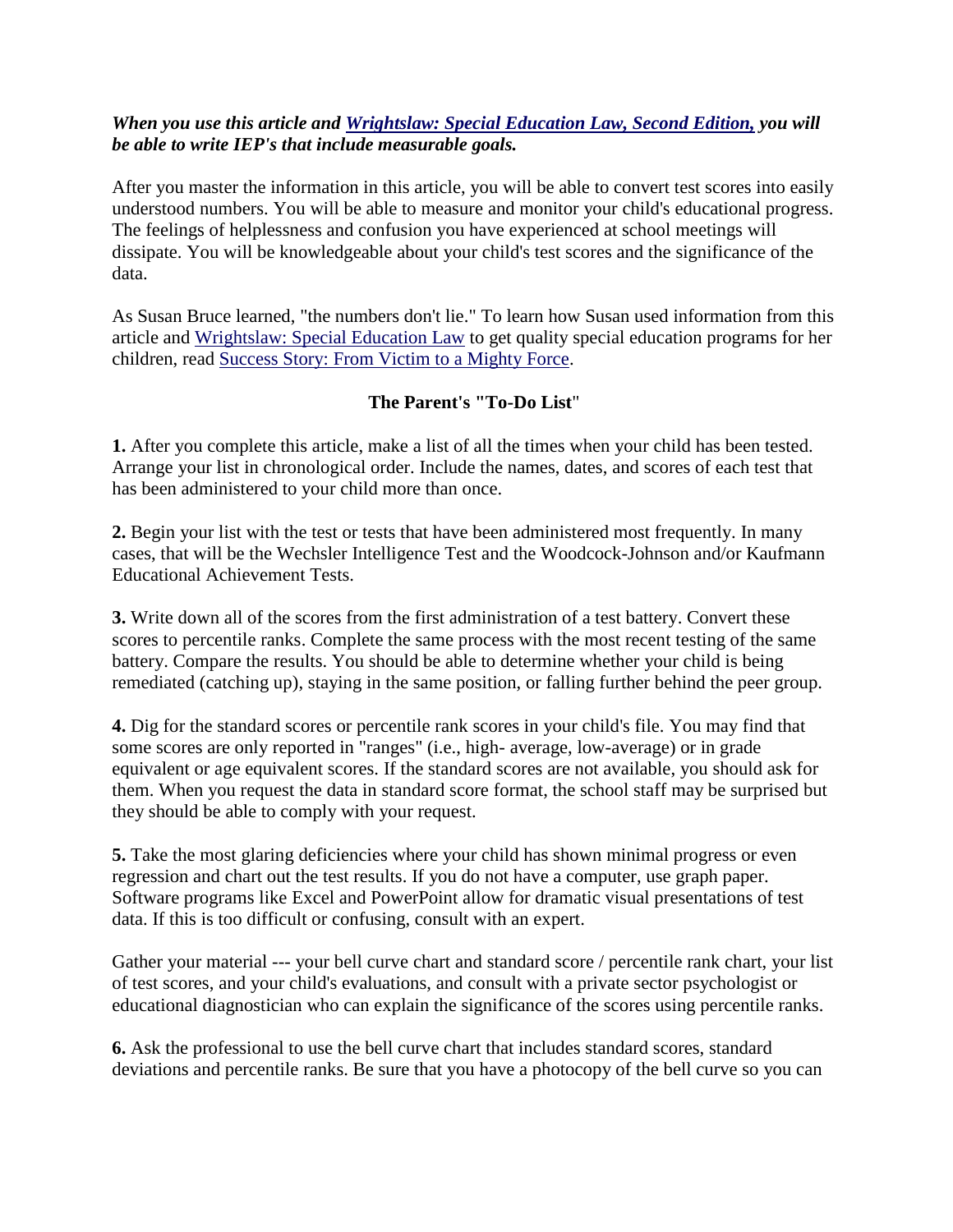***When you use this article and [Wrightslaw: Special Education Law, Second Edition,](#) you will be able to write IEP's that include measurable goals.***

After you master the information in this article, you will be able to convert test scores into easily understood numbers. You will be able to measure and monitor your child's educational progress. The feelings of helplessness and confusion you have experienced at school meetings will dissipate. You will be knowledgeable about your child's test scores and the significance of the data.

As Susan Bruce learned, "the numbers don't lie." To learn how Susan used information from this article and [Wrightslaw: Special Education Law](#) to get quality special education programs for her children, read [Success Story: From Victim to a Mighty Force](#).

**The Parent's "To-Do List"**

**1.** After you complete this article, make a list of all the times when your child has been tested. Arrange your list in chronological order. Include the names, dates, and scores of each test that has been administered to your child more than once.

**2.** Begin your list with the test or tests that have been administered most frequently. In many cases, that will be the Wechsler Intelligence Test and the Woodcock-Johnson and/or Kaufmann Educational Achievement Tests.

**3.** Write down all of the scores from the first administration of a test battery. Convert these scores to percentile ranks. Complete the same process with the most recent testing of the same battery. Compare the results. You should be able to determine whether your child is being remediated (catching up), staying in the same position, or falling further behind the peer group.

**4.** Dig for the standard scores or percentile rank scores in your child's file. You may find that some scores are only reported in "ranges" (i.e., high- average, low-average) or in grade equivalent or age equivalent scores. If the standard scores are not available, you should ask for them. When you request the data in standard score format, the school staff may be surprised but they should be able to comply with your request.

**5.** Take the most glaring deficiencies where your child has shown minimal progress or even regression and chart out the test results. If you do not have a computer, use graph paper. Software programs like Excel and PowerPoint allow for dramatic visual presentations of test data. If this is too difficult or confusing, consult with an expert.

Gather your material --- your bell curve chart and standard score / percentile rank chart, your list of test scores, and your child's evaluations, and consult with a private sector psychologist or educational diagnostician who can explain the significance of the scores using percentile ranks.

**6.** Ask the professional to use the bell curve chart that includes standard scores, standard deviations and percentile ranks. Be sure that you have a photocopy of the bell curve so you can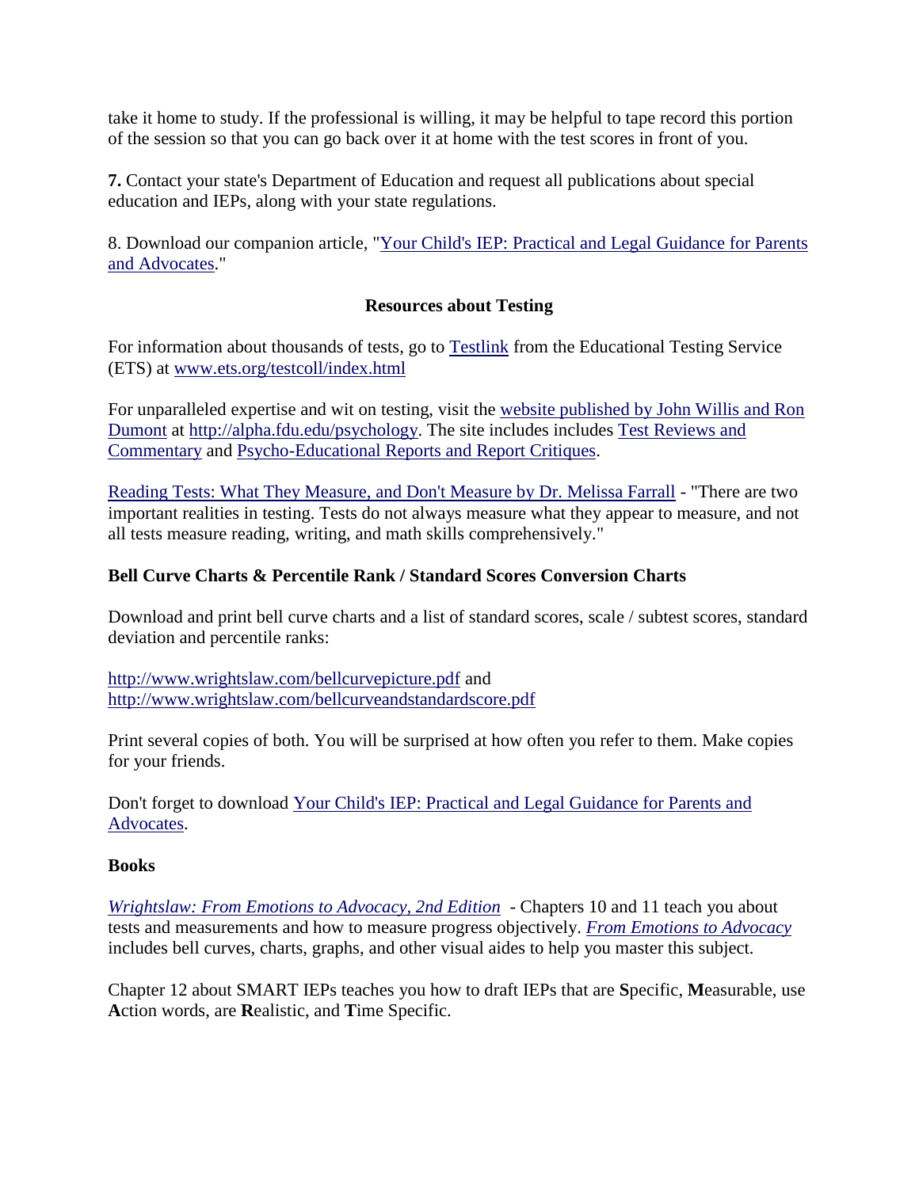take it home to study. If the professional is willing, it may be helpful to tape record this portion of the session so that you can go back over it at home with the test scores in front of you.

**7.** Contact your state's Department of Education and request all publications about special education and IEPs, along with your state regulations.

8. Download our companion article, "Your Child's IEP: Practical and Legal Guidance for Parents and Advocates."

**Resources about Testing**

For information about thousands of tests, go to Testlink from the Educational Testing Service (ETS) at www.ets.org/testcoll/index.html

For unparalleled expertise and wit on testing, visit the website published by John Willis and Ron Dumont at http://alpha.fdu.edu/psychology. The site includes includes Test Reviews and Commentary and Psycho-Educational Reports and Report Critiques.

Reading Tests: What They Measure, and Don't Measure by Dr. Melissa Farrall - "There are two important realities in testing. Tests do not always measure what they appear to measure, and not all tests measure reading, writing, and math skills comprehensively."

**Bell Curve Charts & Percentile Rank / Standard Scores Conversion Charts**

Download and print bell curve charts and a list of standard scores, scale / subtest scores, standard deviation and percentile ranks:

http://www.wrightslaw.com/bellcurvepicture.pdf and
http://www.wrightslaw.com/bellcurveandstandardscore.pdf

Print several copies of both. You will be surprised at how often you refer to them. Make copies for your friends.

Don't forget to download Your Child's IEP: Practical and Legal Guidance for Parents and Advocates.

**Books**

*Wrightslaw: From Emotions to Advocacy, 2nd Edition* - Chapters 10 and 11 teach you about tests and measurements and how to measure progress objectively. *From Emotions to Advocacy* includes bell curves, charts, graphs, and other visual aides to help you master this subject.

Chapter 12 about SMART IEPs teaches you how to draft IEPs that are **S**pecific, **M**easurable, use **A**ction words, are **R**ealistic, and **T**ime Specific.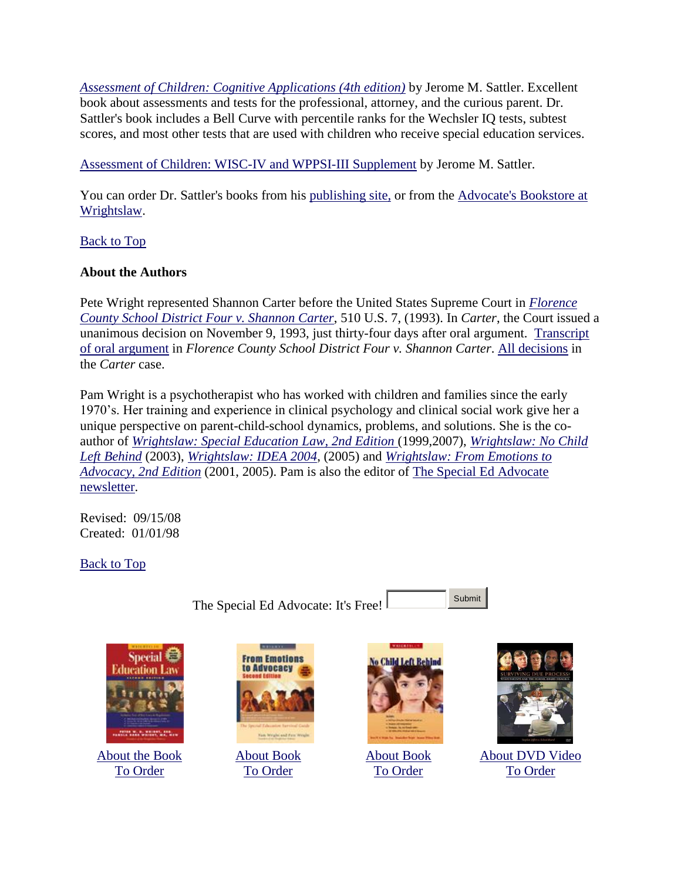*Assessment of Children: Cognitive Applications (4th edition)* by Jerome M. Sattler. Excellent book about assessments and tests for the professional, attorney, and the curious parent. Dr. Sattler's book includes a Bell Curve with percentile ranks for the Wechsler IQ tests, subtest scores, and most other tests that are used with children who receive special education services.

Assessment of Children: WISC-IV and WPPSI-III Supplement by Jerome M. Sattler.

You can order Dr. Sattler's books from his publishing site, or from the Advocate's Bookstore at Wrightslaw.

Back to Top

**About the Authors**

Pete Wright represented Shannon Carter before the United States Supreme Court in *Florence County School District Four v. Shannon Carter*, 510 U.S. 7, (1993). In *Carter*, the Court issued a unanimous decision on November 9, 1993, just thirty-four days after oral argument. Transcript of oral argument in *Florence County School District Four v. Shannon Carter*. All decisions in the *Carter* case.

Pam Wright is a psychotherapist who has worked with children and families since the early 1970's. Her training and experience in clinical psychology and clinical social work give her a unique perspective on parent-child-school dynamics, problems, and solutions. She is the co-author of *Wrightslaw: Special Education Law, 2nd Edition* (1999,2007), *Wrightslaw: No Child Left Behind* (2003), *Wrightslaw: IDEA 2004*, (2005) and *Wrightslaw: From Emotions to Advocacy, 2nd Edition* (2001, 2005). Pam is also the editor of The Special Ed Advocate newsletter.

Revised: 09/15/08
Created: 01/01/98

Back to Top

The Special Ed Advocate: It's Free! Submit

About the Book
To Order

About Book
To Order

About Book
To Order

About DVD Video
To Order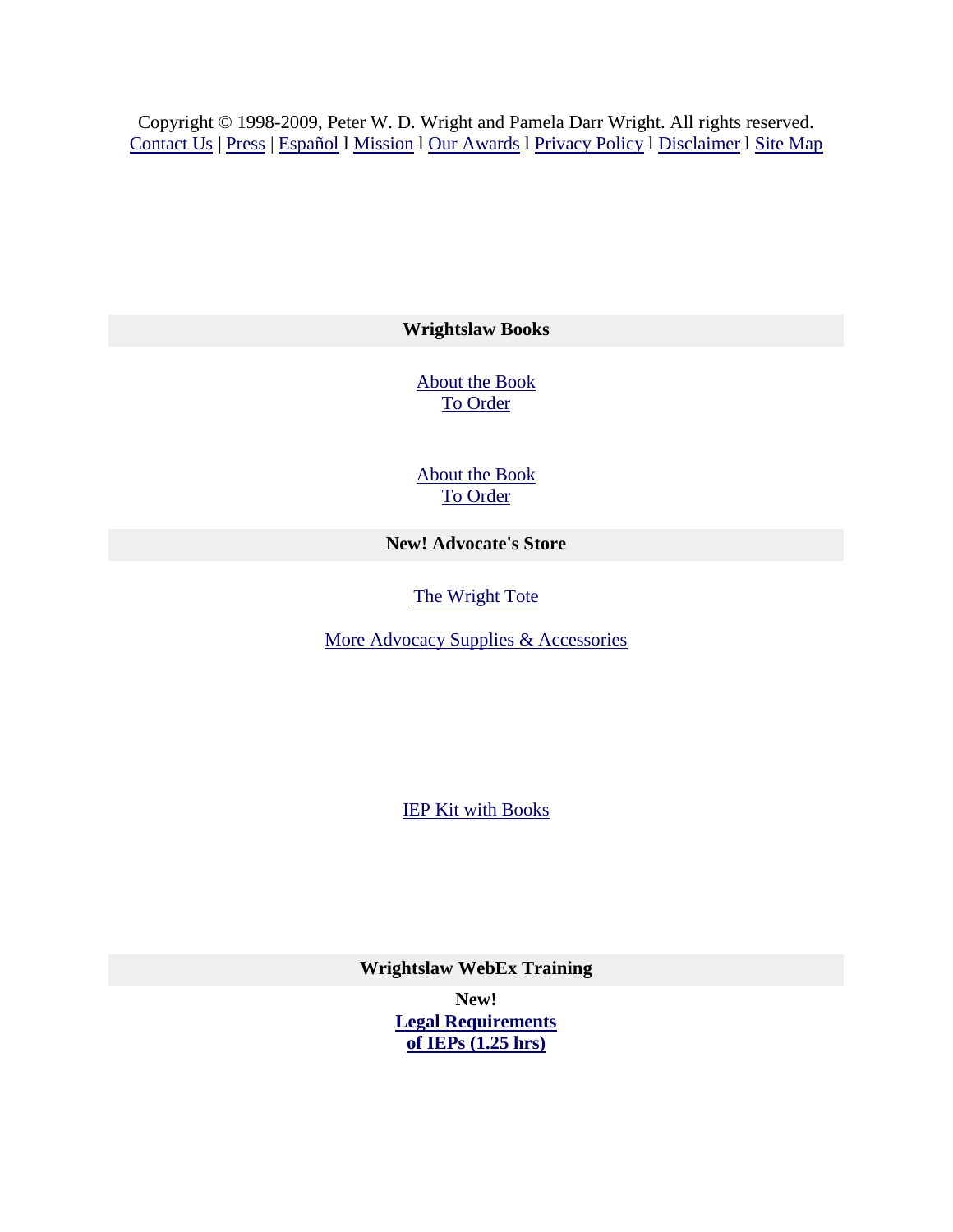Copyright © 1998-2009, Peter W. D. Wright and Pamela Darr Wright. All rights reserved.
Contact Us | Press | Español l Mission l Our Awards l Privacy Policy l Disclaimer l Site Map

**Wrightslaw Books**

About the Book
To Order

About the Book
To Order

**New! Advocate's Store**

The Wright Tote

More Advocacy Supplies & Accessories

IEP Kit with Books

**Wrightslaw WebEx Training**

**New!**
**Legal Requirements of IEPs (1.25 hrs)**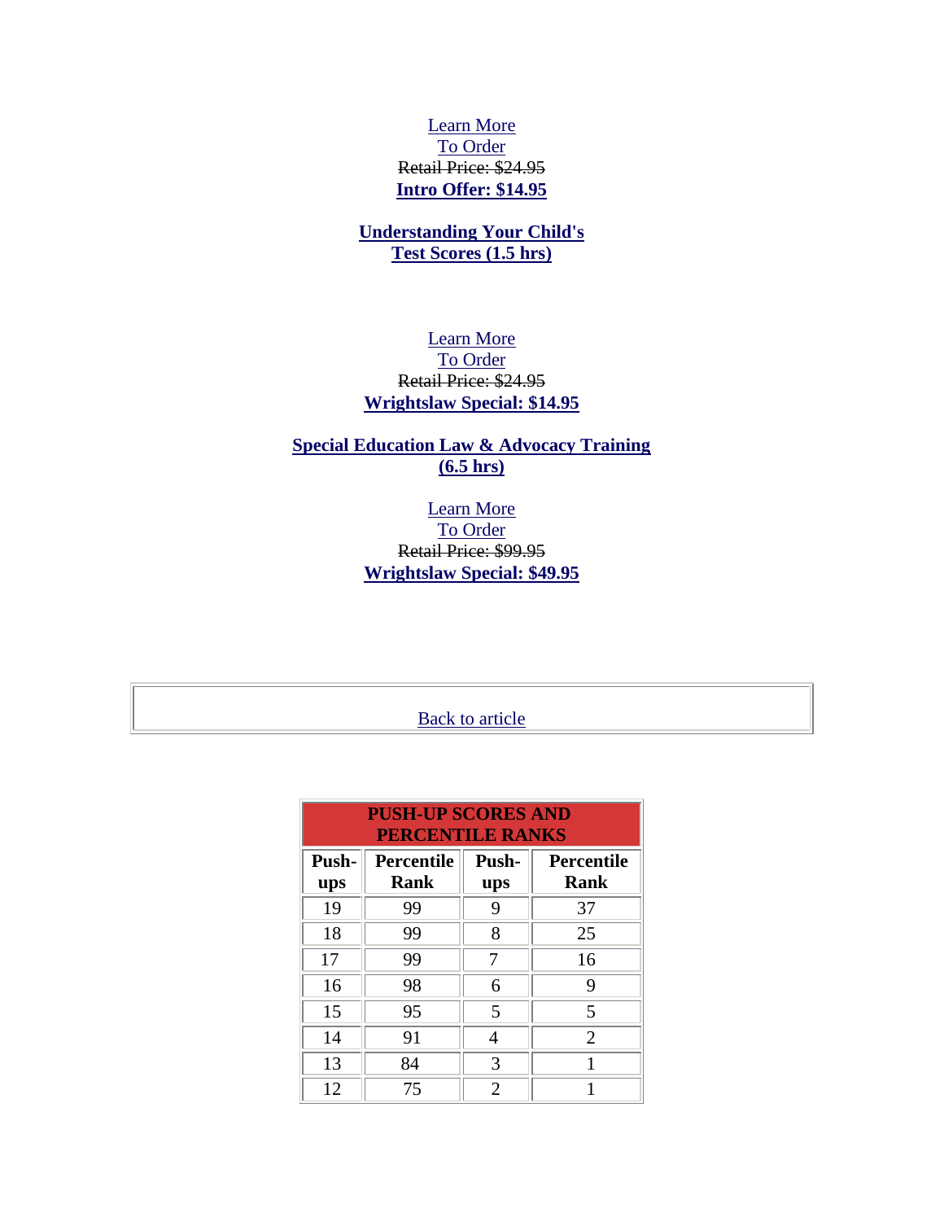Learn More
To Order
~~Retail Price: $24.95~~
**Intro Offer: $14.95**

**Understanding Your Child's Test Scores (1.5 hrs)**

Learn More
To Order
~~Retail Price: $24.95~~
**Wrightslaw Special: $14.95**

**Special Education Law & Advocacy Training (6.5 hrs)**

Learn More
To Order
~~Retail Price: $99.95~~
**Wrightslaw Special: $49.95**

Back to article

**PUSH-UP SCORES AND PERCENTILE RANKS**

| Push-ups | Percentile Rank | Push-ups | Percentile Rank |
|---|---|---|---|
| 19 | 99 | 9 | 37 |
| 18 | 99 | 8 | 25 |
| 17 | 99 | 7 | 16 |
| 16 | 98 | 6 | 9 |
| 15 | 95 | 5 | 5 |
| 14 | 91 | 4 | 2 |
| 13 | 84 | 3 | 1 |
| 12 | 75 | 2 | 1 |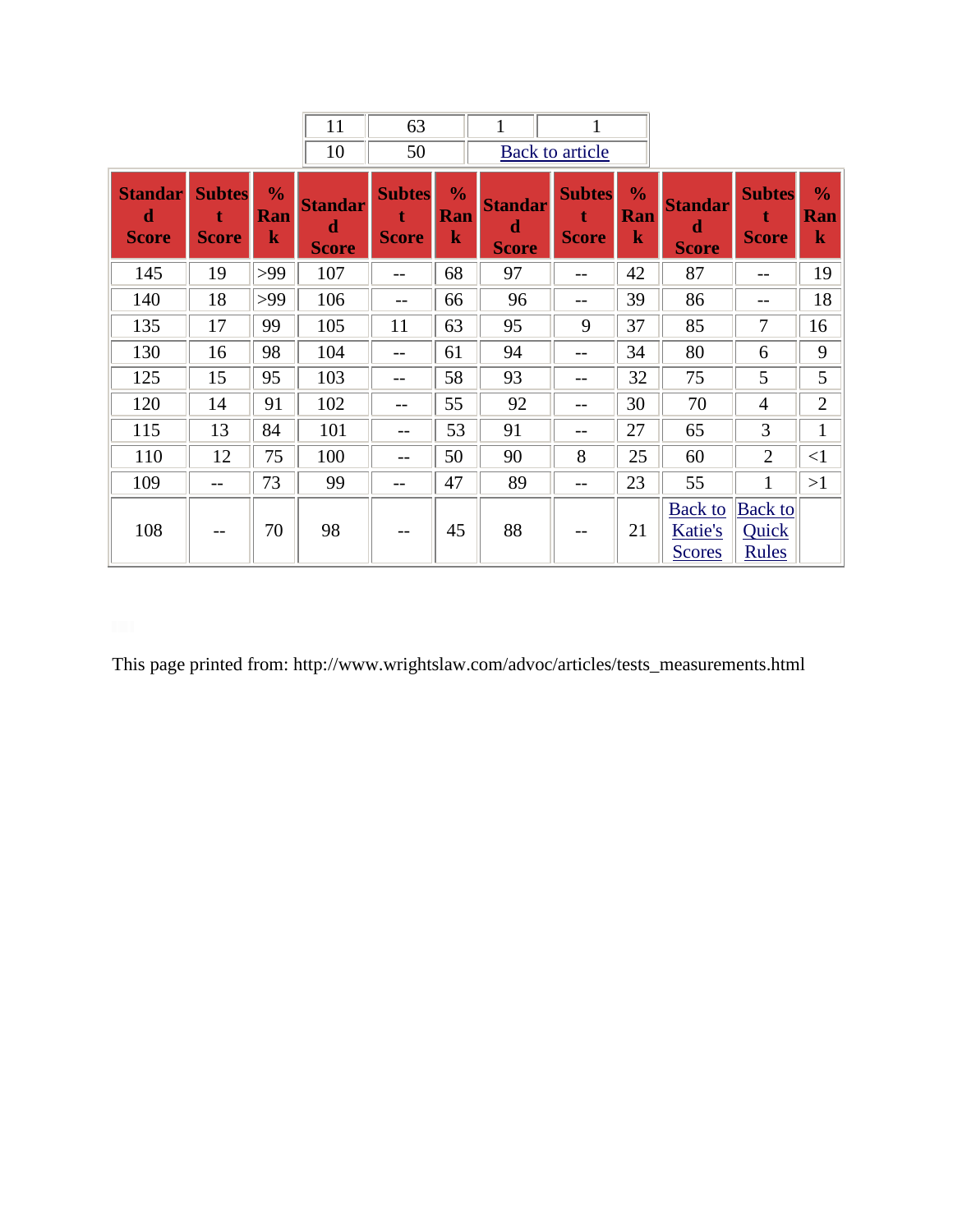| | | | |
|---|---|---|---|
| 11 | 63 | 1 | 1 |
| 10 | 50 | Back to article | |

| Standard Score | Subtest Score | % Rank | Standard Score | Subtest Score | % Rank | Standard Score | Subtest Score | % Rank | Standard Score | Subtest Score | % Rank |
|---|---|---|---|---|---|---|---|---|---|---|---|
| 145 | 19 | >99 | 107 | -- | 68 | 97 | -- | 42 | 87 | -- | 19 |
| 140 | 18 | >99 | 106 | -- | 66 | 96 | -- | 39 | 86 | -- | 18 |
| 135 | 17 | 99 | 105 | 11 | 63 | 95 | 9 | 37 | 85 | 7 | 16 |
| 130 | 16 | 98 | 104 | -- | 61 | 94 | -- | 34 | 80 | 6 | 9 |
| 125 | 15 | 95 | 103 | -- | 58 | 93 | -- | 32 | 75 | 5 | 5 |
| 120 | 14 | 91 | 102 | -- | 55 | 92 | -- | 30 | 70 | 4 | 2 |
| 115 | 13 | 84 | 101 | -- | 53 | 91 | -- | 27 | 65 | 3 | 1 |
| 110 | 12 | 75 | 100 | -- | 50 | 90 | 8 | 25 | 60 | 2 | <1 |
| 109 | -- | 73 | 99 | -- | 47 | 89 | -- | 23 | 55 | 1 | >1 |
| 108 | -- | 70 | 98 | -- | 45 | 88 | -- | 21 | Back to Katie's Scores | Back to Quick Rules | |

This page printed from: http://www.wrightslaw.com/advoc/articles/tests_measurements.html